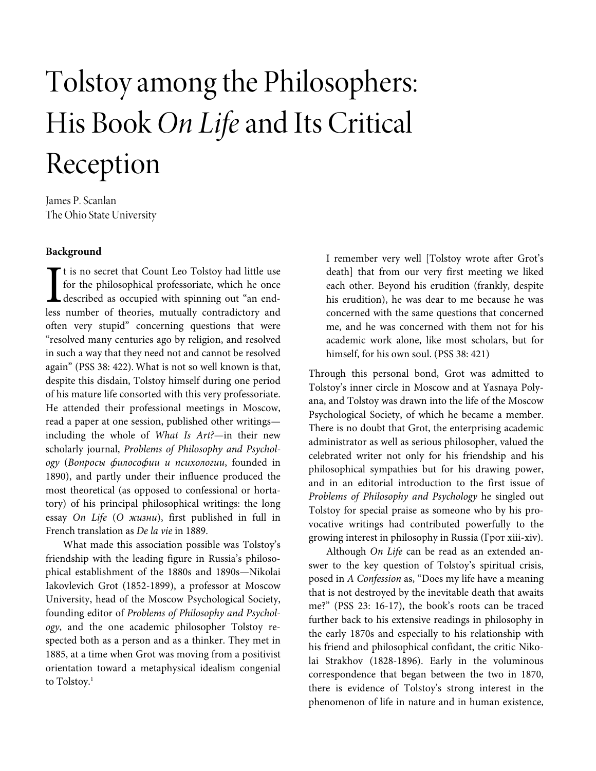# Tolstoy among the Philosophers: His Book *On Life* and Its Critical Reception

James P. Scanlan
The Ohio State University

### Background

It is no secret that Count Leo Tolstoy had little use for the philosophical professoriate, which he once described as occupied with spinning out "an endless number of theories, mutually contradictory and often very stupid" concerning questions that were "resolved many centuries ago by religion, and resolved in such a way that they need not and cannot be resolved again" (PSS 38: 422). What is not so well known is that, despite this disdain, Tolstoy himself during one period of his mature life consorted with this very professoriate. He attended their professional meetings in Moscow, read a paper at one session, published other writings—including the whole of *What Is Art?*—in their new scholarly journal, *Problems of Philosophy and Psychology* (*Вопросы философии и психологии*, founded in 1890), and partly under their influence produced the most theoretical (as opposed to confessional or hortatory) of his principal philosophical writings: the long essay *On Life* (*О жизни*), first published in full in French translation as *De la vie* in 1889.

What made this association possible was Tolstoy's friendship with the leading figure in Russia's philosophical establishment of the 1880s and 1890s—Nikolai Iakovlevich Grot (1852-1899), a professor at Moscow University, head of the Moscow Psychological Society, founding editor of *Problems of Philosophy and Psychology*, and the one academic philosopher Tolstoy respected both as a person and as a thinker. They met in 1885, at a time when Grot was moving from a positivist orientation toward a metaphysical idealism congenial to Tolstoy.[1]

> I remember very well [Tolstoy wrote after Grot's death] that from our very first meeting we liked each other. Beyond his erudition (frankly, despite his erudition), he was dear to me because he was concerned with the same questions that concerned me, and he was concerned with them not for his academic work alone, like most scholars, but for himself, for his own soul. (PSS 38: 421)

Through this personal bond, Grot was admitted to Tolstoy's inner circle in Moscow and at Yasnaya Polyana, and Tolstoy was drawn into the life of the Moscow Psychological Society, of which he became a member. There is no doubt that Grot, the enterprising academic administrator as well as serious philosopher, valued the celebrated writer not only for his friendship and his philosophical sympathies but for his drawing power, and in an editorial introduction to the first issue of *Problems of Philosophy and Psychology* he singled out Tolstoy for special praise as someone who by his provocative writings had contributed powerfully to the growing interest in philosophy in Russia (Грот xiii-xiv).

Although *On Life* can be read as an extended answer to the key question of Tolstoy's spiritual crisis, posed in *A Confession* as, "Does my life have a meaning that is not destroyed by the inevitable death that awaits me?" (PSS 23: 16-17), the book's roots can be traced further back to his extensive readings in philosophy in the early 1870s and especially to his relationship with his friend and philosophical confidant, the critic Nikolai Strakhov (1828-1896). Early in the voluminous correspondence that began between the two in 1870, there is evidence of Tolstoy's strong interest in the phenomenon of life in nature and in human existence,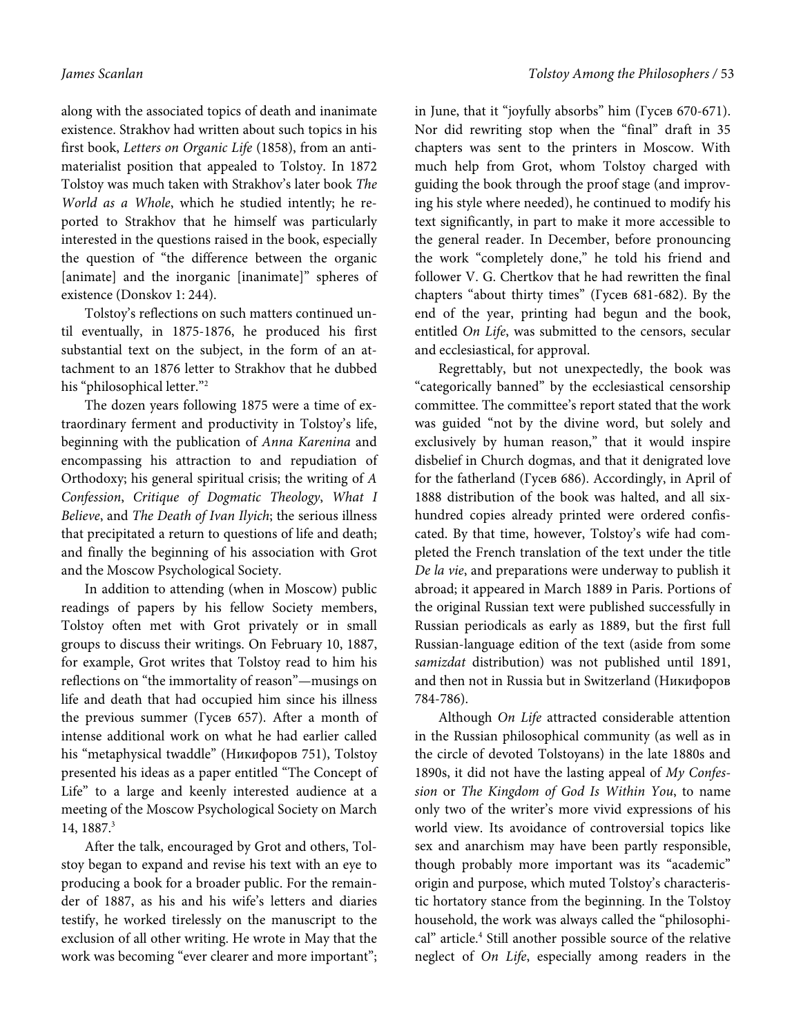along with the associated topics of death and inanimate existence. Strakhov had written about such topics in his first book, *Letters on Organic Life* (1858), from an anti-materialist position that appealed to Tolstoy. In 1872 Tolstoy was much taken with Strakhov's later book *The World as a Whole*, which he studied intently; he reported to Strakhov that he himself was particularly interested in the questions raised in the book, especially the question of "the difference between the organic [animate] and the inorganic [inanimate]" spheres of existence (Donskov 1: 244).

Tolstoy's reflections on such matters continued until eventually, in 1875-1876, he produced his first substantial text on the subject, in the form of an attachment to an 1876 letter to Strakhov that he dubbed his "philosophical letter."[2]

The dozen years following 1875 were a time of extraordinary ferment and productivity in Tolstoy's life, beginning with the publication of *Anna Karenina* and encompassing his attraction to and repudiation of Orthodoxy; his general spiritual crisis; the writing of *A Confession*, *Critique of Dogmatic Theology*, *What I Believe*, and *The Death of Ivan Ilyich*; the serious illness that precipitated a return to questions of life and death; and finally the beginning of his association with Grot and the Moscow Psychological Society.

In addition to attending (when in Moscow) public readings of papers by his fellow Society members, Tolstoy often met with Grot privately or in small groups to discuss their writings. On February 10, 1887, for example, Grot writes that Tolstoy read to him his reflections on "the immortality of reason"—musings on life and death that had occupied him since his illness the previous summer (Гусев 657). After a month of intense additional work on what he had earlier called his "metaphysical twaddle" (Никифоров 751), Tolstoy presented his ideas as a paper entitled "The Concept of Life" to a large and keenly interested audience at a meeting of the Moscow Psychological Society on March 14, 1887.[3]

After the talk, encouraged by Grot and others, Tolstoy began to expand and revise his text with an eye to producing a book for a broader public. For the remainder of 1887, as his and his wife's letters and diaries testify, he worked tirelessly on the manuscript to the exclusion of all other writing. He wrote in May that the work was becoming "ever clearer and more important"; in June, that it "joyfully absorbs" him (Гусев 670-671). Nor did rewriting stop when the "final" draft in 35 chapters was sent to the printers in Moscow. With much help from Grot, whom Tolstoy charged with guiding the book through the proof stage (and improving his style where needed), he continued to modify his text significantly, in part to make it more accessible to the general reader. In December, before pronouncing the work "completely done," he told his friend and follower V. G. Chertkov that he had rewritten the final chapters "about thirty times" (Гусев 681-682). By the end of the year, printing had begun and the book, entitled *On Life*, was submitted to the censors, secular and ecclesiastical, for approval.

Regrettably, but not unexpectedly, the book was "categorically banned" by the ecclesiastical censorship committee. The committee's report stated that the work was guided "not by the divine word, but solely and exclusively by human reason," that it would inspire disbelief in Church dogmas, and that it denigrated love for the fatherland (Гусев 686). Accordingly, in April of 1888 distribution of the book was halted, and all six-hundred copies already printed were ordered confiscated. By that time, however, Tolstoy's wife had completed the French translation of the text under the title *De la vie*, and preparations were underway to publish it abroad; it appeared in March 1889 in Paris. Portions of the original Russian text were published successfully in Russian periodicals as early as 1889, but the first full Russian-language edition of the text (aside from some *samizdat* distribution) was not published until 1891, and then not in Russia but in Switzerland (Никифоров 784-786).

Although *On Life* attracted considerable attention in the Russian philosophical community (as well as in the circle of devoted Tolstoyans) in the late 1880s and 1890s, it did not have the lasting appeal of *My Confession* or *The Kingdom of God Is Within You*, to name only two of the writer's more vivid expressions of his world view. Its avoidance of controversial topics like sex and anarchism may have been partly responsible, though probably more important was its "academic" origin and purpose, which muted Tolstoy's characteristic hortatory stance from the beginning. In the Tolstoy household, the work was always called the "philosophical" article.[4] Still another possible source of the relative neglect of *On Life*, especially among readers in the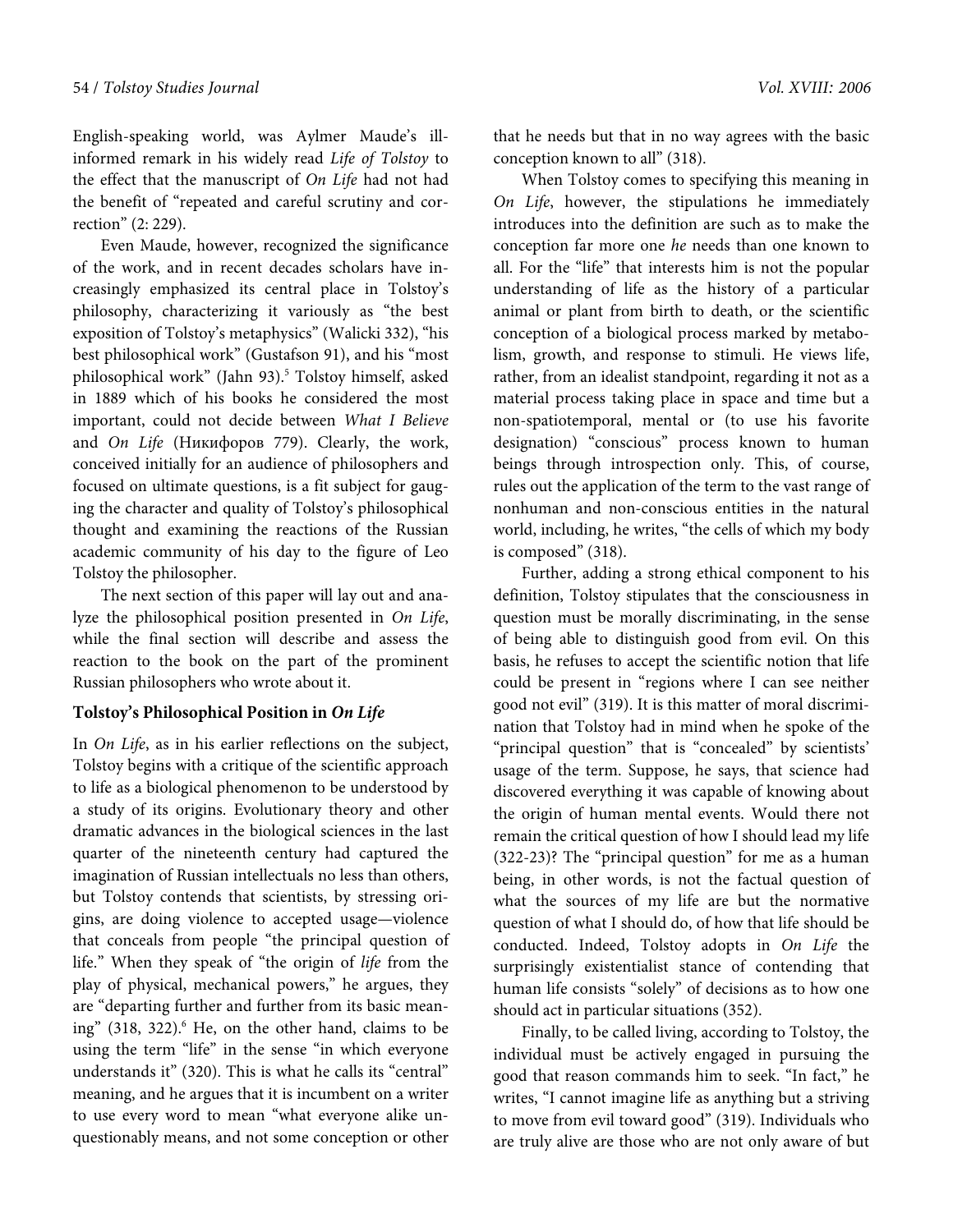English-speaking world, was Aylmer Maude's ill-informed remark in his widely read *Life of Tolstoy* to the effect that the manuscript of *On Life* had not had the benefit of "repeated and careful scrutiny and correction" (2: 229).

Even Maude, however, recognized the significance of the work, and in recent decades scholars have increasingly emphasized its central place in Tolstoy's philosophy, characterizing it variously as "the best exposition of Tolstoy's metaphysics" (Walicki 332), "his best philosophical work" (Gustafson 91), and his "most philosophical work" (Jahn 93).[5] Tolstoy himself, asked in 1889 which of his books he considered the most important, could not decide between *What I Believe* and *On Life* (Никифоров 779). Clearly, the work, conceived initially for an audience of philosophers and focused on ultimate questions, is a fit subject for gauging the character and quality of Tolstoy's philosophical thought and examining the reactions of the Russian academic community of his day to the figure of Leo Tolstoy the philosopher.

The next section of this paper will lay out and analyze the philosophical position presented in *On Life*, while the final section will describe and assess the reaction to the book on the part of the prominent Russian philosophers who wrote about it.

## Tolstoy's Philosophical Position in *On Life*

In *On Life*, as in his earlier reflections on the subject, Tolstoy begins with a critique of the scientific approach to life as a biological phenomenon to be understood by a study of its origins. Evolutionary theory and other dramatic advances in the biological sciences in the last quarter of the nineteenth century had captured the imagination of Russian intellectuals no less than others, but Tolstoy contends that scientists, by stressing origins, are doing violence to accepted usage—violence that conceals from people "the principal question of life." When they speak of "the origin of *life* from the play of physical, mechanical powers," he argues, they are "departing further and further from its basic meaning" (318, 322).[6] He, on the other hand, claims to be using the term "life" in the sense "in which everyone understands it" (320). This is what he calls its "central" meaning, and he argues that it is incumbent on a writer to use every word to mean "what everyone alike unquestionably means, and not some conception or other that he needs but that in no way agrees with the basic conception known to all" (318).

When Tolstoy comes to specifying this meaning in *On Life*, however, the stipulations he immediately introduces into the definition are such as to make the conception far more one *he* needs than one known to all. For the "life" that interests him is not the popular understanding of life as the history of a particular animal or plant from birth to death, or the scientific conception of a biological process marked by metabolism, growth, and response to stimuli. He views life, rather, from an idealist standpoint, regarding it not as a material process taking place in space and time but a non-spatiotemporal, mental or (to use his favorite designation) "conscious" process known to human beings through introspection only. This, of course, rules out the application of the term to the vast range of nonhuman and non-conscious entities in the natural world, including, he writes, "the cells of which my body is composed" (318).

Further, adding a strong ethical component to his definition, Tolstoy stipulates that the consciousness in question must be morally discriminating, in the sense of being able to distinguish good from evil. On this basis, he refuses to accept the scientific notion that life could be present in "regions where I can see neither good not evil" (319). It is this matter of moral discrimination that Tolstoy had in mind when he spoke of the "principal question" that is "concealed" by scientists' usage of the term. Suppose, he says, that science had discovered everything it was capable of knowing about the origin of human mental events. Would there not remain the critical question of how I should lead my life (322-23)? The "principal question" for me as a human being, in other words, is not the factual question of what the sources of my life are but the normative question of what I should do, of how that life should be conducted. Indeed, Tolstoy adopts in *On Life* the surprisingly existentialist stance of contending that human life consists "solely" of decisions as to how one should act in particular situations (352).

Finally, to be called living, according to Tolstoy, the individual must be actively engaged in pursuing the good that reason commands him to seek. "In fact," he writes, "I cannot imagine life as anything but a striving to move from evil toward good" (319). Individuals who are truly alive are those who are not only aware of but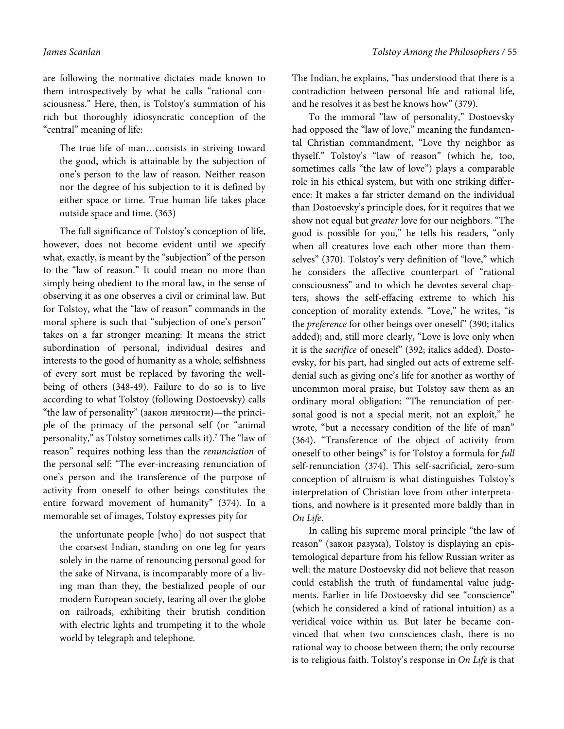are following the normative dictates made known to them introspectively by what he calls "rational consciousness." Here, then, is Tolstoy's summation of his rich but thoroughly idiosyncratic conception of the "central" meaning of life:

> The true life of man…consists in striving toward the good, which is attainable by the subjection of one's person to the law of reason. Neither reason nor the degree of his subjection to it is defined by either space or time. True human life takes place outside space and time. (363)

The full significance of Tolstoy's conception of life, however, does not become evident until we specify what, exactly, is meant by the "subjection" of the person to the "law of reason." It could mean no more than simply being obedient to the moral law, in the sense of observing it as one observes a civil or criminal law. But for Tolstoy, what the "law of reason" commands in the moral sphere is such that "subjection of one's person" takes on a far stronger meaning: It means the strict subordination of personal, individual desires and interests to the good of humanity as a whole; selfishness of every sort must be replaced by favoring the well-being of others (348-49). Failure to do so is to live according to what Tolstoy (following Dostoevsky) calls "the law of personality" (закон личности)—the principle of the primacy of the personal self (or "animal personality," as Tolstoy sometimes calls it).[7] The "law of reason" requires nothing less than the *renunciation* of the personal self: "The ever-increasing renunciation of one's person and the transference of the purpose of activity from oneself to other beings constitutes the entire forward movement of humanity" (374). In a memorable set of images, Tolstoy expresses pity for

> the unfortunate people [who] do not suspect that the coarsest Indian, standing on one leg for years solely in the name of renouncing personal good for the sake of Nirvana, is incomparably more of a living man than they, the bestialized people of our modern European society, tearing all over the globe on railroads, exhibiting their brutish condition with electric lights and trumpeting it to the whole world by telegraph and telephone.

The Indian, he explains, "has understood that there is a contradiction between personal life and rational life, and he resolves it as best he knows how" (379).

To the immoral "law of personality," Dostoevsky had opposed the "law of love," meaning the fundamental Christian commandment, "Love thy neighbor as thyself." Tolstoy's "law of reason" (which he, too, sometimes calls "the law of love") plays a comparable role in his ethical system, but with one striking difference: It makes a far stricter demand on the individual than Dostoevsky's principle does, for it requires that we show not equal but *greater* love for our neighbors. "The good is possible for you," he tells his readers, "only when all creatures love each other more than themselves" (370). Tolstoy's very definition of "love," which he considers the affective counterpart of "rational consciousness" and to which he devotes several chapters, shows the self-effacing extreme to which his conception of morality extends. "Love," he writes, "is the *preference* for other beings over oneself" (390; italics added); and, still more clearly, "Love is love only when it is the *sacrifice* of oneself" (392; italics added). Dostoevsky, for his part, had singled out acts of extreme self-denial such as giving one's life for another as worthy of uncommon moral praise, but Tolstoy saw them as an ordinary moral obligation: "The renunciation of personal good is not a special merit, not an exploit," he wrote, "but a necessary condition of the life of man" (364). "Transference of the object of activity from oneself to other beings" is for Tolstoy a formula for *full* self-renunciation (374). This self-sacrificial, zero-sum conception of altruism is what distinguishes Tolstoy's interpretation of Christian love from other interpretations, and nowhere is it presented more baldly than in *On Life*.

In calling his supreme moral principle "the law of reason" (закон разума), Tolstoy is displaying an epistemological departure from his fellow Russian writer as well: the mature Dostoevsky did not believe that reason could establish the truth of fundamental value judgments. Earlier in life Dostoevsky did see "conscience" (which he considered a kind of rational intuition) as a veridical voice within us. But later he became convinced that when two consciences clash, there is no rational way to choose between them; the only recourse is to religious faith. Tolstoy's response in *On Life* is that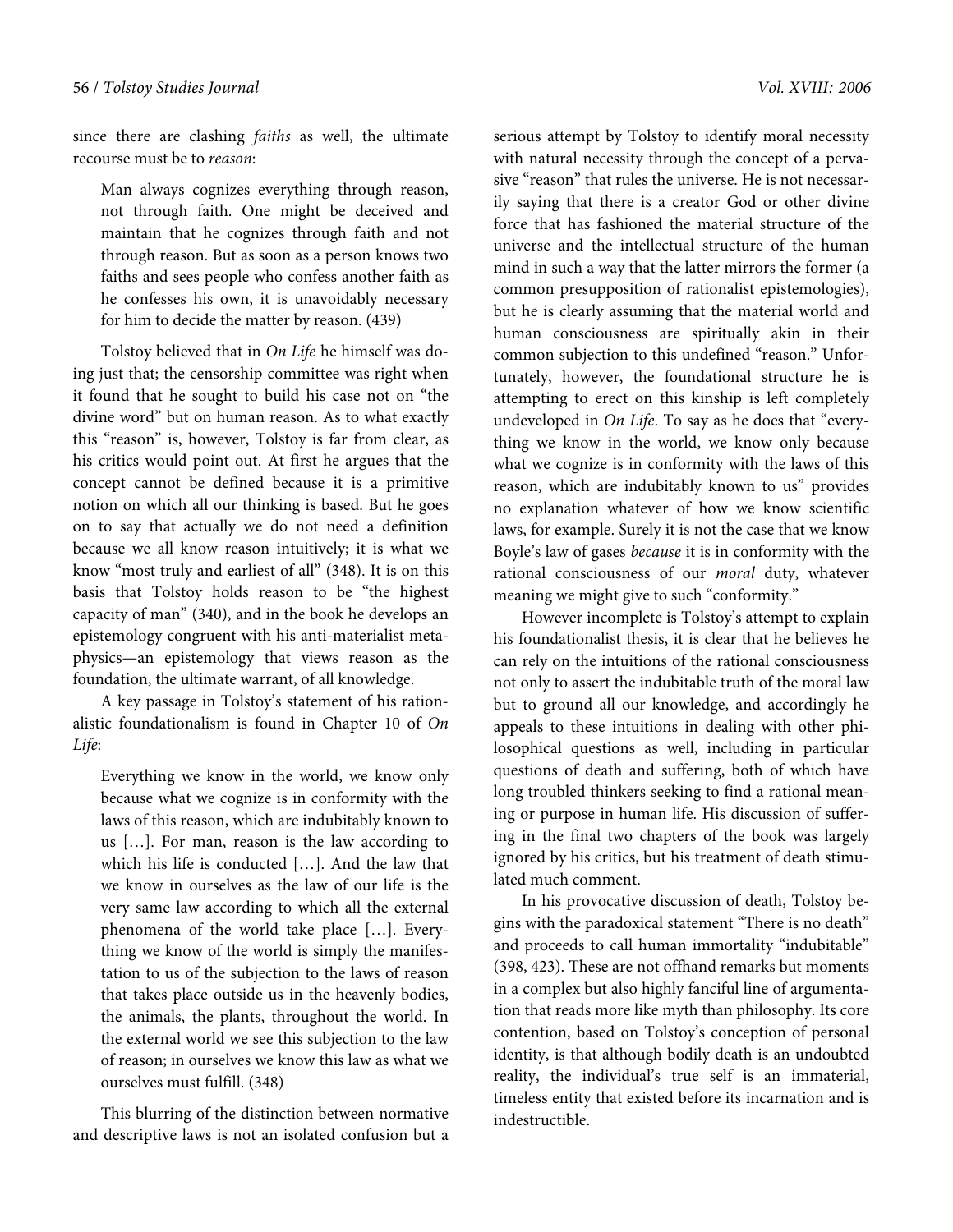since there are clashing *faiths* as well, the ultimate recourse must be to *reason*:

> Man always cognizes everything through reason, not through faith. One might be deceived and maintain that he cognizes through faith and not through reason. But as soon as a person knows two faiths and sees people who confess another faith as he confesses his own, it is unavoidably necessary for him to decide the matter by reason. (439)

Tolstoy believed that in *On Life* he himself was doing just that; the censorship committee was right when it found that he sought to build his case not on "the divine word" but on human reason. As to what exactly this "reason" is, however, Tolstoy is far from clear, as his critics would point out. At first he argues that the concept cannot be defined because it is a primitive notion on which all our thinking is based. But he goes on to say that actually we do not need a definition because we all know reason intuitively; it is what we know "most truly and earliest of all" (348). It is on this basis that Tolstoy holds reason to be "the highest capacity of man" (340), and in the book he develops an epistemology congruent with his anti-materialist metaphysics—an epistemology that views reason as the foundation, the ultimate warrant, of all knowledge.

A key passage in Tolstoy's statement of his rationalistic foundationalism is found in Chapter 10 of *On Life*:

> Everything we know in the world, we know only because what we cognize is in conformity with the laws of this reason, which are indubitably known to us […]. For man, reason is the law according to which his life is conducted […]. And the law that we know in ourselves as the law of our life is the very same law according to which all the external phenomena of the world take place […]. Everything we know of the world is simply the manifestation to us of the subjection to the laws of reason that takes place outside us in the heavenly bodies, the animals, the plants, throughout the world. In the external world we see this subjection to the law of reason; in ourselves we know this law as what we ourselves must fulfill. (348)

This blurring of the distinction between normative and descriptive laws is not an isolated confusion but a serious attempt by Tolstoy to identify moral necessity with natural necessity through the concept of a pervasive "reason" that rules the universe. He is not necessarily saying that there is a creator God or other divine force that has fashioned the material structure of the universe and the intellectual structure of the human mind in such a way that the latter mirrors the former (a common presupposition of rationalist epistemologies), but he is clearly assuming that the material world and human consciousness are spiritually akin in their common subjection to this undefined "reason." Unfortunately, however, the foundational structure he is attempting to erect on this kinship is left completely undeveloped in *On Life*. To say as he does that "everything we know in the world, we know only because what we cognize is in conformity with the laws of this reason, which are indubitably known to us" provides no explanation whatever of how we know scientific laws, for example. Surely it is not the case that we know Boyle's law of gases *because* it is in conformity with the rational consciousness of our *moral* duty, whatever meaning we might give to such "conformity."

However incomplete is Tolstoy's attempt to explain his foundationalist thesis, it is clear that he believes he can rely on the intuitions of the rational consciousness not only to assert the indubitable truth of the moral law but to ground all our knowledge, and accordingly he appeals to these intuitions in dealing with other philosophical questions as well, including in particular questions of death and suffering, both of which have long troubled thinkers seeking to find a rational meaning or purpose in human life. His discussion of suffering in the final two chapters of the book was largely ignored by his critics, but his treatment of death stimulated much comment.

In his provocative discussion of death, Tolstoy begins with the paradoxical statement "There is no death" and proceeds to call human immortality "indubitable" (398, 423). These are not offhand remarks but moments in a complex but also highly fanciful line of argumentation that reads more like myth than philosophy. Its core contention, based on Tolstoy's conception of personal identity, is that although bodily death is an undoubted reality, the individual's true self is an immaterial, timeless entity that existed before its incarnation and is indestructible.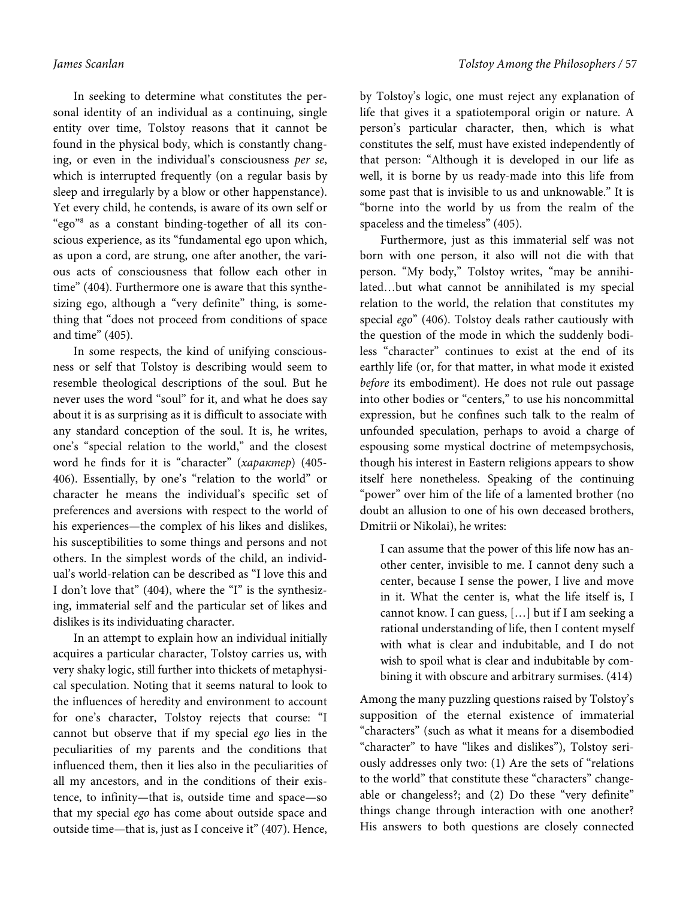In seeking to determine what constitutes the personal identity of an individual as a continuing, single entity over time, Tolstoy reasons that it cannot be found in the physical body, which is constantly changing, or even in the individual's consciousness *per se*, which is interrupted frequently (on a regular basis by sleep and irregularly by a blow or other happenstance). Yet every child, he contends, is aware of its own self or "ego"[8] as a constant binding-together of all its conscious experience, as its "fundamental ego upon which, as upon a cord, are strung, one after another, the various acts of consciousness that follow each other in time" (404). Furthermore one is aware that this synthesizing ego, although a "very definite" thing, is something that "does not proceed from conditions of space and time" (405).

In some respects, the kind of unifying consciousness or self that Tolstoy is describing would seem to resemble theological descriptions of the soul. But he never uses the word "soul" for it, and what he does say about it is as surprising as it is difficult to associate with any standard conception of the soul. It is, he writes, one's "special relation to the world," and the closest word he finds for it is "character" (*характер*) (405-406). Essentially, by one's "relation to the world" or character he means the individual's specific set of preferences and aversions with respect to the world of his experiences—the complex of his likes and dislikes, his susceptibilities to some things and persons and not others. In the simplest words of the child, an individual's world-relation can be described as "I love this and I don't love that" (404), where the "I" is the synthesizing, immaterial self and the particular set of likes and dislikes is its individuating character.

In an attempt to explain how an individual initially acquires a particular character, Tolstoy carries us, with very shaky logic, still further into thickets of metaphysical speculation. Noting that it seems natural to look to the influences of heredity and environment to account for one's character, Tolstoy rejects that course: "I cannot but observe that if my special *ego* lies in the peculiarities of my parents and the conditions that influenced them, then it lies also in the peculiarities of all my ancestors, and in the conditions of their existence, to infinity—that is, outside time and space—so that my special *ego* has come about outside space and outside time—that is, just as I conceive it" (407). Hence, by Tolstoy's logic, one must reject any explanation of life that gives it a spatiotemporal origin or nature. A person's particular character, then, which is what constitutes the self, must have existed independently of that person: "Although it is developed in our life as well, it is borne by us ready-made into this life from some past that is invisible to us and unknowable." It is "borne into the world by us from the realm of the spaceless and the timeless" (405).

Furthermore, just as this immaterial self was not born with one person, it also will not die with that person. "My body," Tolstoy writes, "may be annihilated…but what cannot be annihilated is my special relation to the world, the relation that constitutes my special *ego*" (406). Tolstoy deals rather cautiously with the question of the mode in which the suddenly bodiless "character" continues to exist at the end of its earthly life (or, for that matter, in what mode it existed *before* its embodiment). He does not rule out passage into other bodies or "centers," to use his noncommittal expression, but he confines such talk to the realm of unfounded speculation, perhaps to avoid a charge of espousing some mystical doctrine of metempsychosis, though his interest in Eastern religions appears to show itself here nonetheless. Speaking of the continuing "power" over him of the life of a lamented brother (no doubt an allusion to one of his own deceased brothers, Dmitrii or Nikolai), he writes:

> I can assume that the power of this life now has another center, invisible to me. I cannot deny such a center, because I sense the power, I live and move in it. What the center is, what the life itself is, I cannot know. I can guess, […] but if I am seeking a rational understanding of life, then I content myself with what is clear and indubitable, and I do not wish to spoil what is clear and indubitable by combining it with obscure and arbitrary surmises. (414)

Among the many puzzling questions raised by Tolstoy's supposition of the eternal existence of immaterial "characters" (such as what it means for a disembodied "character" to have "likes and dislikes"), Tolstoy seriously addresses only two: (1) Are the sets of "relations to the world" that constitute these "characters" changeable or changeless?; and (2) Do these "very definite" things change through interaction with one another? His answers to both questions are closely connected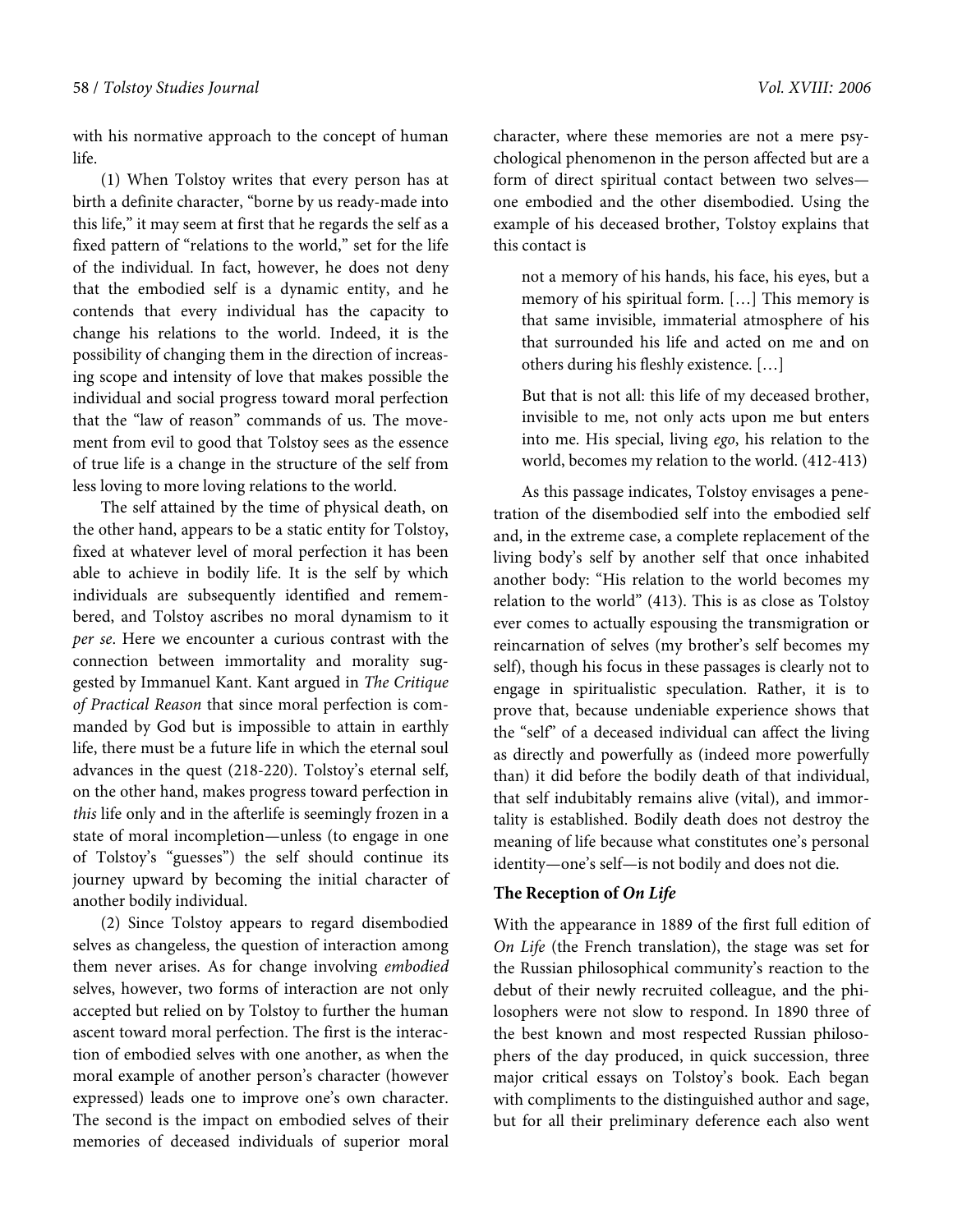with his normative approach to the concept of human life.

(1) When Tolstoy writes that every person has at birth a definite character, "borne by us ready-made into this life," it may seem at first that he regards the self as a fixed pattern of "relations to the world," set for the life of the individual. In fact, however, he does not deny that the embodied self is a dynamic entity, and he contends that every individual has the capacity to change his relations to the world. Indeed, it is the possibility of changing them in the direction of increasing scope and intensity of love that makes possible the individual and social progress toward moral perfection that the "law of reason" commands of us. The movement from evil to good that Tolstoy sees as the essence of true life is a change in the structure of the self from less loving to more loving relations to the world.

The self attained by the time of physical death, on the other hand, appears to be a static entity for Tolstoy, fixed at whatever level of moral perfection it has been able to achieve in bodily life. It is the self by which individuals are subsequently identified and remembered, and Tolstoy ascribes no moral dynamism to it *per se*. Here we encounter a curious contrast with the connection between immortality and morality suggested by Immanuel Kant. Kant argued in *The Critique of Practical Reason* that since moral perfection is commanded by God but is impossible to attain in earthly life, there must be a future life in which the eternal soul advances in the quest (218-220). Tolstoy's eternal self, on the other hand, makes progress toward perfection in *this* life only and in the afterlife is seemingly frozen in a state of moral incompletion—unless (to engage in one of Tolstoy's "guesses") the self should continue its journey upward by becoming the initial character of another bodily individual.

(2) Since Tolstoy appears to regard disembodied selves as changeless, the question of interaction among them never arises. As for change involving *embodied* selves, however, two forms of interaction are not only accepted but relied on by Tolstoy to further the human ascent toward moral perfection. The first is the interaction of embodied selves with one another, as when the moral example of another person's character (however expressed) leads one to improve one's own character. The second is the impact on embodied selves of their memories of deceased individuals of superior moral character, where these memories are not a mere psychological phenomenon in the person affected but are a form of direct spiritual contact between two selves—one embodied and the other disembodied. Using the example of his deceased brother, Tolstoy explains that this contact is

> not a memory of his hands, his face, his eyes, but a memory of his spiritual form. […] This memory is that same invisible, immaterial atmosphere of his that surrounded his life and acted on me and on others during his fleshly existence. […]
>
> But that is not all: this life of my deceased brother, invisible to me, not only acts upon me but enters into me. His special, living *ego*, his relation to the world, becomes my relation to the world. (412-413)

As this passage indicates, Tolstoy envisages a penetration of the disembodied self into the embodied self and, in the extreme case, a complete replacement of the living body's self by another self that once inhabited another body: "His relation to the world becomes my relation to the world" (413). This is as close as Tolstoy ever comes to actually espousing the transmigration or reincarnation of selves (my brother's self becomes my self), though his focus in these passages is clearly not to engage in spiritualistic speculation. Rather, it is to prove that, because undeniable experience shows that the "self" of a deceased individual can affect the living as directly and powerfully as (indeed more powerfully than) it did before the bodily death of that individual, that self indubitably remains alive (vital), and immortality is established. Bodily death does not destroy the meaning of life because what constitutes one's personal identity—one's self—is not bodily and does not die.

### The Reception of *On Life*

With the appearance in 1889 of the first full edition of *On Life* (the French translation), the stage was set for the Russian philosophical community's reaction to the debut of their newly recruited colleague, and the philosophers were not slow to respond. In 1890 three of the best known and most respected Russian philosophers of the day produced, in quick succession, three major critical essays on Tolstoy's book. Each began with compliments to the distinguished author and sage, but for all their preliminary deference each also went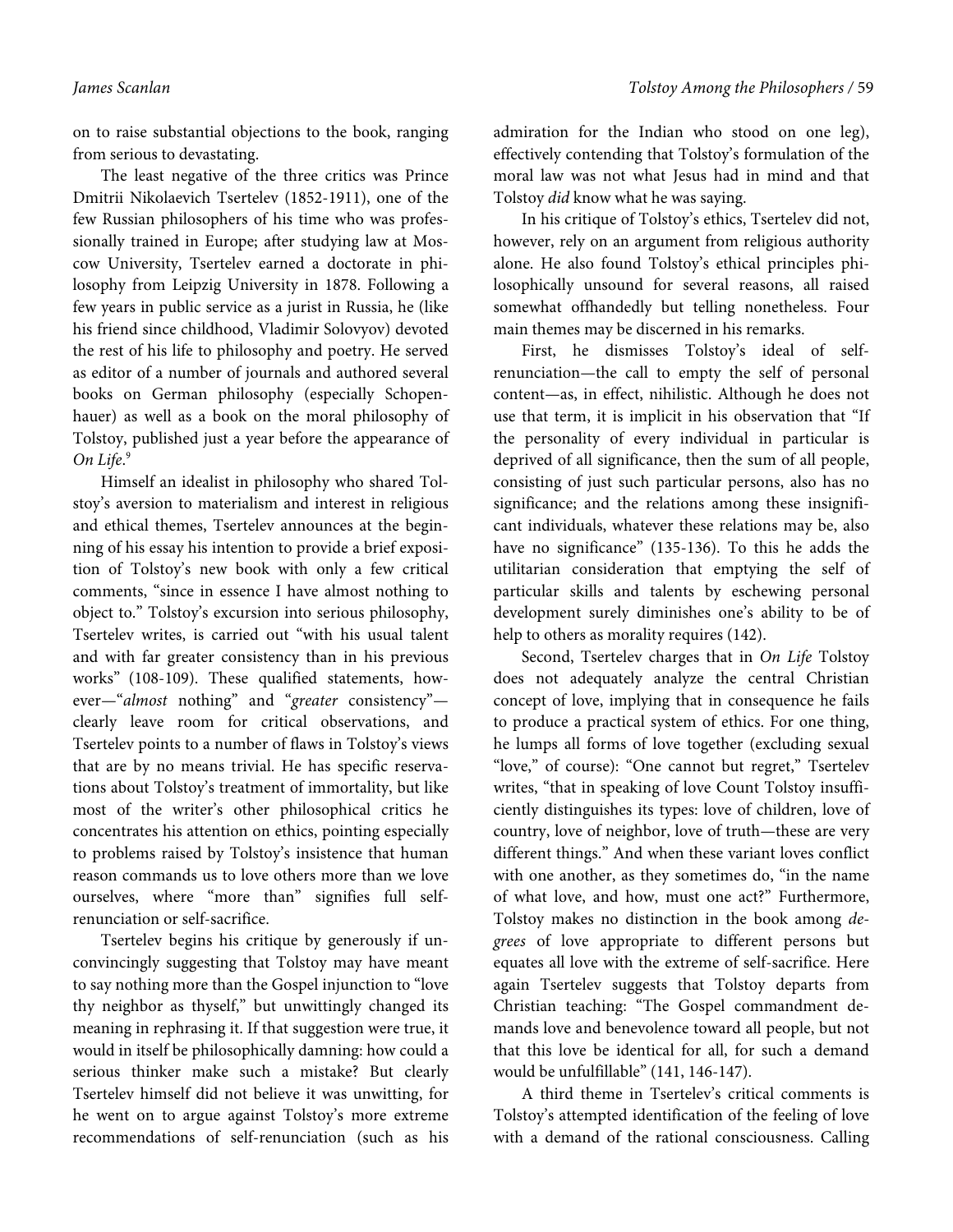on to raise substantial objections to the book, ranging from serious to devastating.

The least negative of the three critics was Prince Dmitrii Nikolaevich Tsertelev (1852-1911), one of the few Russian philosophers of his time who was professionally trained in Europe; after studying law at Moscow University, Tsertelev earned a doctorate in philosophy from Leipzig University in 1878. Following a few years in public service as a jurist in Russia, he (like his friend since childhood, Vladimir Solovyov) devoted the rest of his life to philosophy and poetry. He served as editor of a number of journals and authored several books on German philosophy (especially Schopenhauer) as well as a book on the moral philosophy of Tolstoy, published just a year before the appearance of *On Life*.[9]

Himself an idealist in philosophy who shared Tolstoy's aversion to materialism and interest in religious and ethical themes, Tsertelev announces at the beginning of his essay his intention to provide a brief exposition of Tolstoy's new book with only a few critical comments, "since in essence I have almost nothing to object to." Tolstoy's excursion into serious philosophy, Tsertelev writes, is carried out "with his usual talent and with far greater consistency than in his previous works" (108-109). These qualified statements, however—"*almost* nothing" and "*greater* consistency"—clearly leave room for critical observations, and Tsertelev points to a number of flaws in Tolstoy's views that are by no means trivial. He has specific reservations about Tolstoy's treatment of immortality, but like most of the writer's other philosophical critics he concentrates his attention on ethics, pointing especially to problems raised by Tolstoy's insistence that human reason commands us to love others more than we love ourselves, where "more than" signifies full self-renunciation or self-sacrifice.

Tsertelev begins his critique by generously if unconvincingly suggesting that Tolstoy may have meant to say nothing more than the Gospel injunction to "love thy neighbor as thyself," but unwittingly changed its meaning in rephrasing it. If that suggestion were true, it would in itself be philosophically damning: how could a serious thinker make such a mistake? But clearly Tsertelev himself did not believe it was unwitting, for he went on to argue against Tolstoy's more extreme recommendations of self-renunciation (such as his admiration for the Indian who stood on one leg), effectively contending that Tolstoy's formulation of the moral law was not what Jesus had in mind and that Tolstoy *did* know what he was saying.

In his critique of Tolstoy's ethics, Tsertelev did not, however, rely on an argument from religious authority alone. He also found Tolstoy's ethical principles philosophically unsound for several reasons, all raised somewhat offhandedly but telling nonetheless. Four main themes may be discerned in his remarks.

First, he dismisses Tolstoy's ideal of self-renunciation—the call to empty the self of personal content—as, in effect, nihilistic. Although he does not use that term, it is implicit in his observation that "If the personality of every individual in particular is deprived of all significance, then the sum of all people, consisting of just such particular persons, also has no significance; and the relations among these insignificant individuals, whatever these relations may be, also have no significance" (135-136). To this he adds the utilitarian consideration that emptying the self of particular skills and talents by eschewing personal development surely diminishes one's ability to be of help to others as morality requires (142).

Second, Tsertelev charges that in *On Life* Tolstoy does not adequately analyze the central Christian concept of love, implying that in consequence he fails to produce a practical system of ethics. For one thing, he lumps all forms of love together (excluding sexual "love," of course): "One cannot but regret," Tsertelev writes, "that in speaking of love Count Tolstoy insufficiently distinguishes its types: love of children, love of country, love of neighbor, love of truth—these are very different things." And when these variant loves conflict with one another, as they sometimes do, "in the name of what love, and how, must one act?" Furthermore, Tolstoy makes no distinction in the book among *degrees* of love appropriate to different persons but equates all love with the extreme of self-sacrifice. Here again Tsertelev suggests that Tolstoy departs from Christian teaching: "The Gospel commandment demands love and benevolence toward all people, but not that this love be identical for all, for such a demand would be unfulfillable" (141, 146-147).

A third theme in Tsertelev's critical comments is Tolstoy's attempted identification of the feeling of love with a demand of the rational consciousness. Calling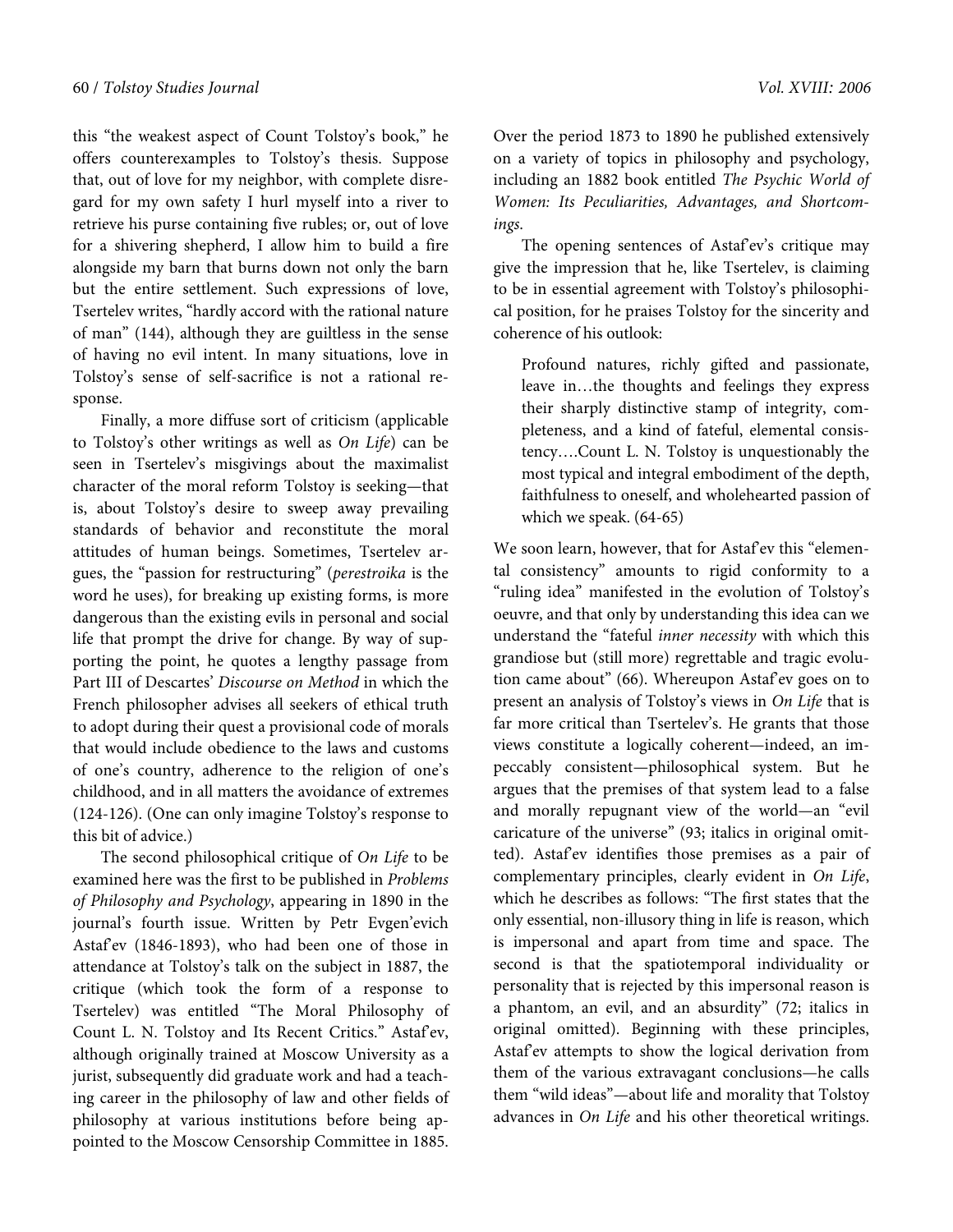this "the weakest aspect of Count Tolstoy's book," he offers counterexamples to Tolstoy's thesis. Suppose that, out of love for my neighbor, with complete disregard for my own safety I hurl myself into a river to retrieve his purse containing five rubles; or, out of love for a shivering shepherd, I allow him to build a fire alongside my barn that burns down not only the barn but the entire settlement. Such expressions of love, Tsertelev writes, "hardly accord with the rational nature of man" (144), although they are guiltless in the sense of having no evil intent. In many situations, love in Tolstoy's sense of self-sacrifice is not a rational response.

Finally, a more diffuse sort of criticism (applicable to Tolstoy's other writings as well as *On Life*) can be seen in Tsertelev's misgivings about the maximalist character of the moral reform Tolstoy is seeking—that is, about Tolstoy's desire to sweep away prevailing standards of behavior and reconstitute the moral attitudes of human beings. Sometimes, Tsertelev argues, the "passion for restructuring" (*perestroika* is the word he uses), for breaking up existing forms, is more dangerous than the existing evils in personal and social life that prompt the drive for change. By way of supporting the point, he quotes a lengthy passage from Part III of Descartes' *Discourse on Method* in which the French philosopher advises all seekers of ethical truth to adopt during their quest a provisional code of morals that would include obedience to the laws and customs of one's country, adherence to the religion of one's childhood, and in all matters the avoidance of extremes (124-126). (One can only imagine Tolstoy's response to this bit of advice.)

The second philosophical critique of *On Life* to be examined here was the first to be published in *Problems of Philosophy and Psychology*, appearing in 1890 in the journal's fourth issue. Written by Petr Evgen'evich Astaf'ev (1846-1893), who had been one of those in attendance at Tolstoy's talk on the subject in 1887, the critique (which took the form of a response to Tsertelev) was entitled "The Moral Philosophy of Count L. N. Tolstoy and Its Recent Critics." Astaf'ev, although originally trained at Moscow University as a jurist, subsequently did graduate work and had a teaching career in the philosophy of law and other fields of philosophy at various institutions before being appointed to the Moscow Censorship Committee in 1885. Over the period 1873 to 1890 he published extensively on a variety of topics in philosophy and psychology, including an 1882 book entitled *The Psychic World of Women: Its Peculiarities, Advantages, and Shortcomings*.

The opening sentences of Astaf'ev's critique may give the impression that he, like Tsertelev, is claiming to be in essential agreement with Tolstoy's philosophical position, for he praises Tolstoy for the sincerity and coherence of his outlook:

> Profound natures, richly gifted and passionate, leave in…the thoughts and feelings they express their sharply distinctive stamp of integrity, completeness, and a kind of fateful, elemental consistency….Count L. N. Tolstoy is unquestionably the most typical and integral embodiment of the depth, faithfulness to oneself, and wholehearted passion of which we speak. (64-65)

We soon learn, however, that for Astaf'ev this "elemental consistency" amounts to rigid conformity to a "ruling idea" manifested in the evolution of Tolstoy's oeuvre, and that only by understanding this idea can we understand the "fateful *inner necessity* with which this grandiose but (still more) regrettable and tragic evolution came about" (66). Whereupon Astaf'ev goes on to present an analysis of Tolstoy's views in *On Life* that is far more critical than Tsertelev's. He grants that those views constitute a logically coherent—indeed, an impeccably consistent—philosophical system. But he argues that the premises of that system lead to a false and morally repugnant view of the world—an "evil caricature of the universe" (93; italics in original omitted). Astaf'ev identifies those premises as a pair of complementary principles, clearly evident in *On Life*, which he describes as follows: "The first states that the only essential, non-illusory thing in life is reason, which is impersonal and apart from time and space. The second is that the spatiotemporal individuality or personality that is rejected by this impersonal reason is a phantom, an evil, and an absurdity" (72; italics in original omitted). Beginning with these principles, Astaf'ev attempts to show the logical derivation from them of the various extravagant conclusions—he calls them "wild ideas"—about life and morality that Tolstoy advances in *On Life* and his other theoretical writings.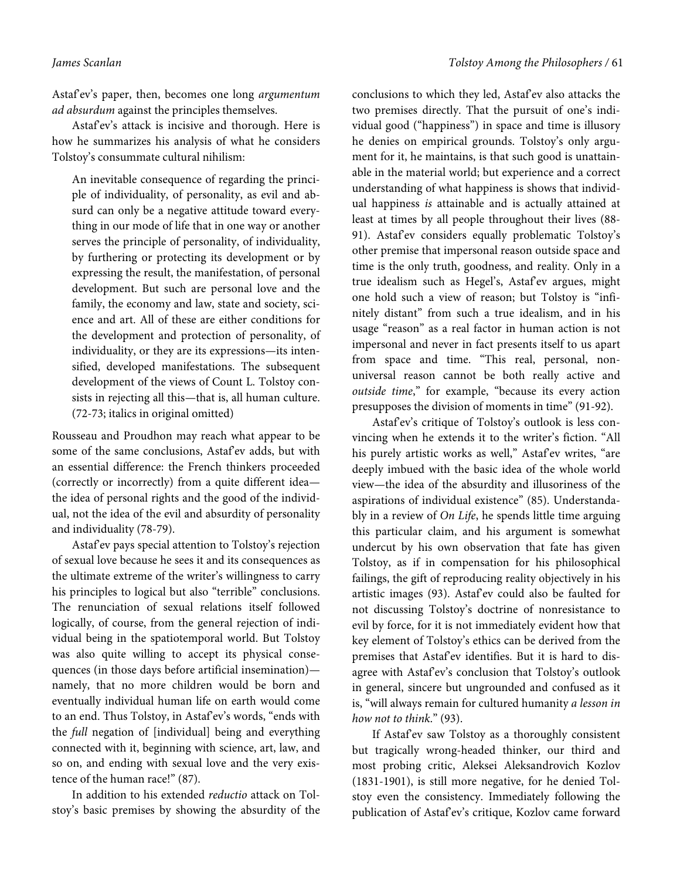Astaf'ev's paper, then, becomes one long *argumentum ad absurdum* against the principles themselves.

Astaf'ev's attack is incisive and thorough. Here is how he summarizes his analysis of what he considers Tolstoy's consummate cultural nihilism:

> An inevitable consequence of regarding the principle of individuality, of personality, as evil and absurd can only be a negative attitude toward everything in our mode of life that in one way or another serves the principle of personality, of individuality, by furthering or protecting its development or by expressing the result, the manifestation, of personal development. But such are personal love and the family, the economy and law, state and society, science and art. All of these are either conditions for the development and protection of personality, of individuality, or they are its expressions—its intensified, developed manifestations. The subsequent development of the views of Count L. Tolstoy consists in rejecting all this—that is, all human culture. (72-73; italics in original omitted)

Rousseau and Proudhon may reach what appear to be some of the same conclusions, Astaf'ev adds, but with an essential difference: the French thinkers proceeded (correctly or incorrectly) from a quite different idea—the idea of personal rights and the good of the individual, not the idea of the evil and absurdity of personality and individuality (78-79).

Astaf'ev pays special attention to Tolstoy's rejection of sexual love because he sees it and its consequences as the ultimate extreme of the writer's willingness to carry his principles to logical but also "terrible" conclusions. The renunciation of sexual relations itself followed logically, of course, from the general rejection of individual being in the spatiotemporal world. But Tolstoy was also quite willing to accept its physical consequences (in those days before artificial insemination)—namely, that no more children would be born and eventually individual human life on earth would come to an end. Thus Tolstoy, in Astaf'ev's words, "ends with the *full* negation of [individual] being and everything connected with it, beginning with science, art, law, and so on, and ending with sexual love and the very existence of the human race!" (87).

In addition to his extended *reductio* attack on Tolstoy's basic premises by showing the absurdity of the conclusions to which they led, Astaf'ev also attacks the two premises directly. That the pursuit of one's individual good ("happiness") in space and time is illusory he denies on empirical grounds. Tolstoy's only argument for it, he maintains, is that such good is unattainable in the material world; but experience and a correct understanding of what happiness is shows that individual happiness *is* attainable and is actually attained at least at times by all people throughout their lives (88-91). Astaf'ev considers equally problematic Tolstoy's other premise that impersonal reason outside space and time is the only truth, goodness, and reality. Only in a true idealism such as Hegel's, Astaf'ev argues, might one hold such a view of reason; but Tolstoy is "infinitely distant" from such a true idealism, and in his usage "reason" as a real factor in human action is not impersonal and never in fact presents itself to us apart from space and time. "This real, personal, non-universal reason cannot be both really active and *outside time*," for example, "because its every action presupposes the division of moments in time" (91-92).

Astaf'ev's critique of Tolstoy's outlook is less convincing when he extends it to the writer's fiction. "All his purely artistic works as well," Astaf'ev writes, "are deeply imbued with the basic idea of the whole world view—the idea of the absurdity and illusoriness of the aspirations of individual existence" (85). Understandably in a review of *On Life*, he spends little time arguing this particular claim, and his argument is somewhat undercut by his own observation that fate has given Tolstoy, as if in compensation for his philosophical failings, the gift of reproducing reality objectively in his artistic images (93). Astaf'ev could also be faulted for not discussing Tolstoy's doctrine of nonresistance to evil by force, for it is not immediately evident how that key element of Tolstoy's ethics can be derived from the premises that Astaf'ev identifies. But it is hard to disagree with Astaf'ev's conclusion that Tolstoy's outlook in general, sincere but ungrounded and confused as it is, "will always remain for cultured humanity *a lesson in how not to think*." (93).

If Astaf'ev saw Tolstoy as a thoroughly consistent but tragically wrong-headed thinker, our third and most probing critic, Aleksei Aleksandrovich Kozlov (1831-1901), is still more negative, for he denied Tolstoy even the consistency. Immediately following the publication of Astaf'ev's critique, Kozlov came forward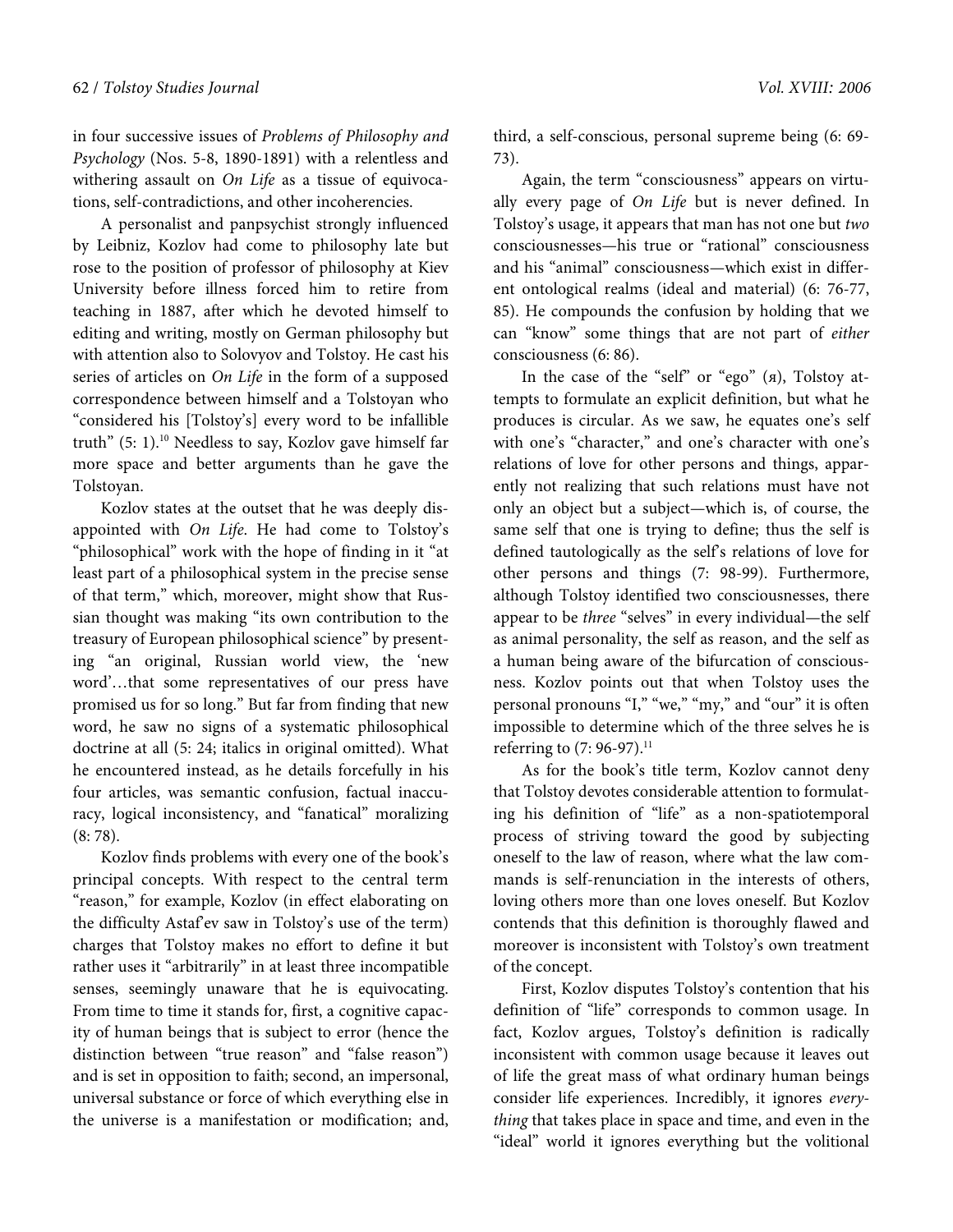in four successive issues of *Problems of Philosophy and Psychology* (Nos. 5-8, 1890-1891) with a relentless and withering assault on *On Life* as a tissue of equivocations, self-contradictions, and other incoherencies.

A personalist and panpsychist strongly influenced by Leibniz, Kozlov had come to philosophy late but rose to the position of professor of philosophy at Kiev University before illness forced him to retire from teaching in 1887, after which he devoted himself to editing and writing, mostly on German philosophy but with attention also to Solovyov and Tolstoy. He cast his series of articles on *On Life* in the form of a supposed correspondence between himself and a Tolstoyan who "considered his [Tolstoy's] every word to be infallible truth" (5: 1).[10] Needless to say, Kozlov gave himself far more space and better arguments than he gave the Tolstoyan.

Kozlov states at the outset that he was deeply disappointed with *On Life*. He had come to Tolstoy's "philosophical" work with the hope of finding in it "at least part of a philosophical system in the precise sense of that term," which, moreover, might show that Russian thought was making "its own contribution to the treasury of European philosophical science" by presenting "an original, Russian world view, the 'new word'…that some representatives of our press have promised us for so long." But far from finding that new word, he saw no signs of a systematic philosophical doctrine at all (5: 24; italics in original omitted). What he encountered instead, as he details forcefully in his four articles, was semantic confusion, factual inaccuracy, logical inconsistency, and "fanatical" moralizing (8: 78).

Kozlov finds problems with every one of the book's principal concepts. With respect to the central term "reason," for example, Kozlov (in effect elaborating on the difficulty Astaf'ev saw in Tolstoy's use of the term) charges that Tolstoy makes no effort to define it but rather uses it "arbitrarily" in at least three incompatible senses, seemingly unaware that he is equivocating. From time to time it stands for, first, a cognitive capacity of human beings that is subject to error (hence the distinction between "true reason" and "false reason") and is set in opposition to faith; second, an impersonal, universal substance or force of which everything else in the universe is a manifestation or modification; and, third, a self-conscious, personal supreme being (6: 69-73).

Again, the term "consciousness" appears on virtually every page of *On Life* but is never defined. In Tolstoy's usage, it appears that man has not one but *two* consciousnesses—his true or "rational" consciousness and his "animal" consciousness—which exist in different ontological realms (ideal and material) (6: 76-77, 85). He compounds the confusion by holding that we can "know" some things that are not part of *either* consciousness (6: 86).

In the case of the "self" or "ego" (я), Tolstoy attempts to formulate an explicit definition, but what he produces is circular. As we saw, he equates one's self with one's "character," and one's character with one's relations of love for other persons and things, apparently not realizing that such relations must have not only an object but a subject—which is, of course, the same self that one is trying to define; thus the self is defined tautologically as the self's relations of love for other persons and things (7: 98-99). Furthermore, although Tolstoy identified two consciousnesses, there appear to be *three* "selves" in every individual—the self as animal personality, the self as reason, and the self as a human being aware of the bifurcation of consciousness. Kozlov points out that when Tolstoy uses the personal pronouns "I," "we," "my," and "our" it is often impossible to determine which of the three selves he is referring to (7: 96-97).[11]

As for the book's title term, Kozlov cannot deny that Tolstoy devotes considerable attention to formulating his definition of "life" as a non-spatiotemporal process of striving toward the good by subjecting oneself to the law of reason, where what the law commands is self-renunciation in the interests of others, loving others more than one loves oneself. But Kozlov contends that this definition is thoroughly flawed and moreover is inconsistent with Tolstoy's own treatment of the concept.

First, Kozlov disputes Tolstoy's contention that his definition of "life" corresponds to common usage. In fact, Kozlov argues, Tolstoy's definition is radically inconsistent with common usage because it leaves out of life the great mass of what ordinary human beings consider life experiences. Incredibly, it ignores *everything* that takes place in space and time, and even in the "ideal" world it ignores everything but the volitional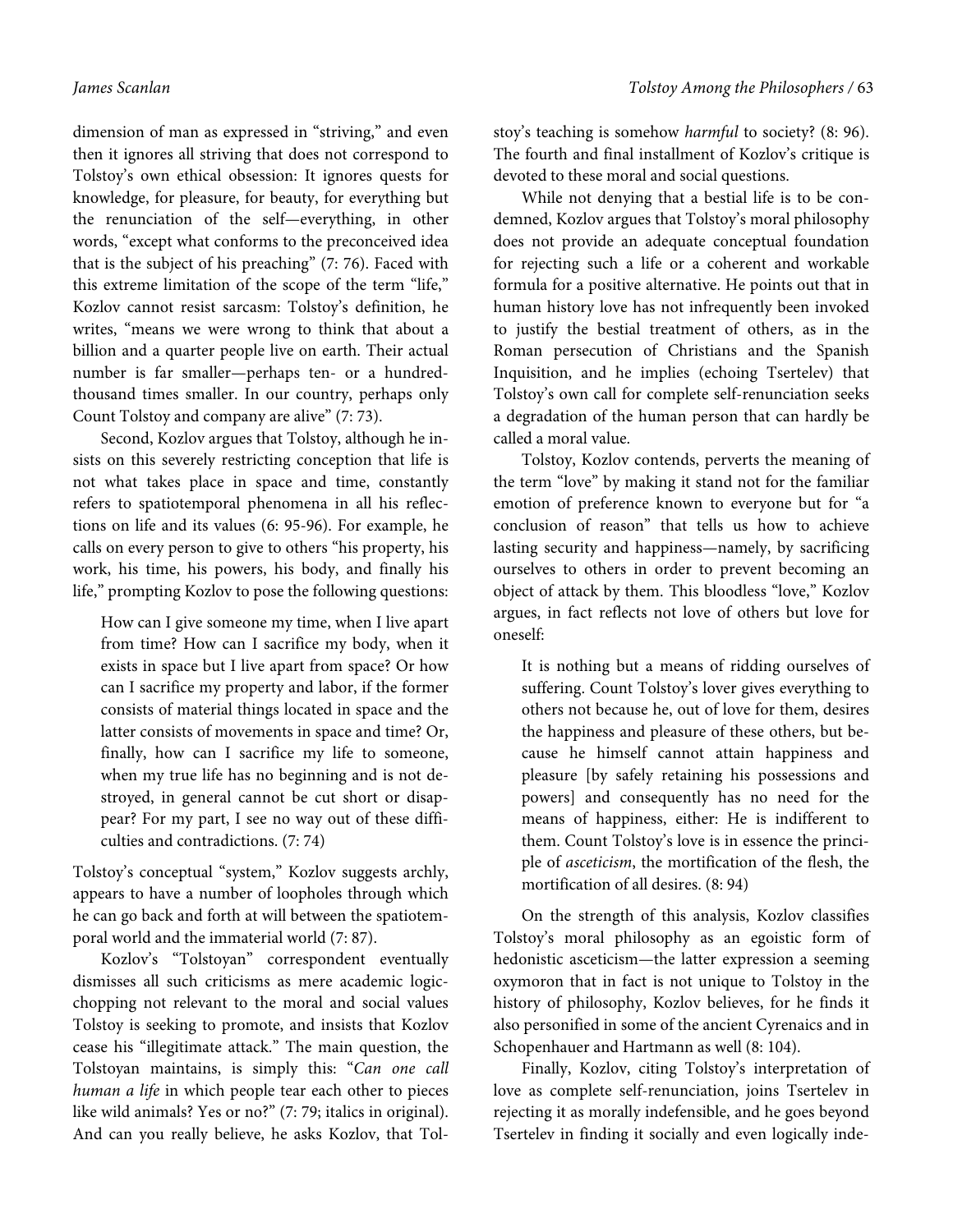dimension of man as expressed in "striving," and even then it ignores all striving that does not correspond to Tolstoy's own ethical obsession: It ignores quests for knowledge, for pleasure, for beauty, for everything but the renunciation of the self—everything, in other words, "except what conforms to the preconceived idea that is the subject of his preaching" (7: 76). Faced with this extreme limitation of the scope of the term "life," Kozlov cannot resist sarcasm: Tolstoy's definition, he writes, "means we were wrong to think that about a billion and a quarter people live on earth. Their actual number is far smaller—perhaps ten- or a hundred-thousand times smaller. In our country, perhaps only Count Tolstoy and company are alive" (7: 73).

Second, Kozlov argues that Tolstoy, although he insists on this severely restricting conception that life is not what takes place in space and time, constantly refers to spatiotemporal phenomena in all his reflections on life and its values (6: 95-96). For example, he calls on every person to give to others "his property, his work, his time, his powers, his body, and finally his life," prompting Kozlov to pose the following questions:

> How can I give someone my time, when I live apart from time? How can I sacrifice my body, when it exists in space but I live apart from space? Or how can I sacrifice my property and labor, if the former consists of material things located in space and the latter consists of movements in space and time? Or, finally, how can I sacrifice my life to someone, when my true life has no beginning and is not destroyed, in general cannot be cut short or disappear? For my part, I see no way out of these difficulties and contradictions. (7: 74)

Tolstoy's conceptual "system," Kozlov suggests archly, appears to have a number of loopholes through which he can go back and forth at will between the spatiotemporal world and the immaterial world (7: 87).

Kozlov's "Tolstoyan" correspondent eventually dismisses all such criticisms as mere academic logic-chopping not relevant to the moral and social values Tolstoy is seeking to promote, and insists that Kozlov cease his "illegitimate attack." The main question, the Tolstoyan maintains, is simply this: "*Can one call human a life* in which people tear each other to pieces like wild animals? Yes or no?" (7: 79; italics in original). And can you really believe, he asks Kozlov, that Tolstoy's teaching is somehow *harmful* to society? (8: 96). The fourth and final installment of Kozlov's critique is devoted to these moral and social questions.

While not denying that a bestial life is to be condemned, Kozlov argues that Tolstoy's moral philosophy does not provide an adequate conceptual foundation for rejecting such a life or a coherent and workable formula for a positive alternative. He points out that in human history love has not infrequently been invoked to justify the bestial treatment of others, as in the Roman persecution of Christians and the Spanish Inquisition, and he implies (echoing Tsertelev) that Tolstoy's own call for complete self-renunciation seeks a degradation of the human person that can hardly be called a moral value.

Tolstoy, Kozlov contends, perverts the meaning of the term "love" by making it stand not for the familiar emotion of preference known to everyone but for "a conclusion of reason" that tells us how to achieve lasting security and happiness—namely, by sacrificing ourselves to others in order to prevent becoming an object of attack by them. This bloodless "love," Kozlov argues, in fact reflects not love of others but love for oneself:

> It is nothing but a means of ridding ourselves of suffering. Count Tolstoy's lover gives everything to others not because he, out of love for them, desires the happiness and pleasure of these others, but because he himself cannot attain happiness and pleasure [by safely retaining his possessions and powers] and consequently has no need for the means of happiness, either: He is indifferent to them. Count Tolstoy's love is in essence the principle of *asceticism*, the mortification of the flesh, the mortification of all desires. (8: 94)

On the strength of this analysis, Kozlov classifies Tolstoy's moral philosophy as an egoistic form of hedonistic asceticism—the latter expression a seeming oxymoron that in fact is not unique to Tolstoy in the history of philosophy, Kozlov believes, for he finds it also personified in some of the ancient Cyrenaics and in Schopenhauer and Hartmann as well (8: 104).

Finally, Kozlov, citing Tolstoy's interpretation of love as complete self-renunciation, joins Tsertelev in rejecting it as morally indefensible, and he goes beyond Tsertelev in finding it socially and even logically inde-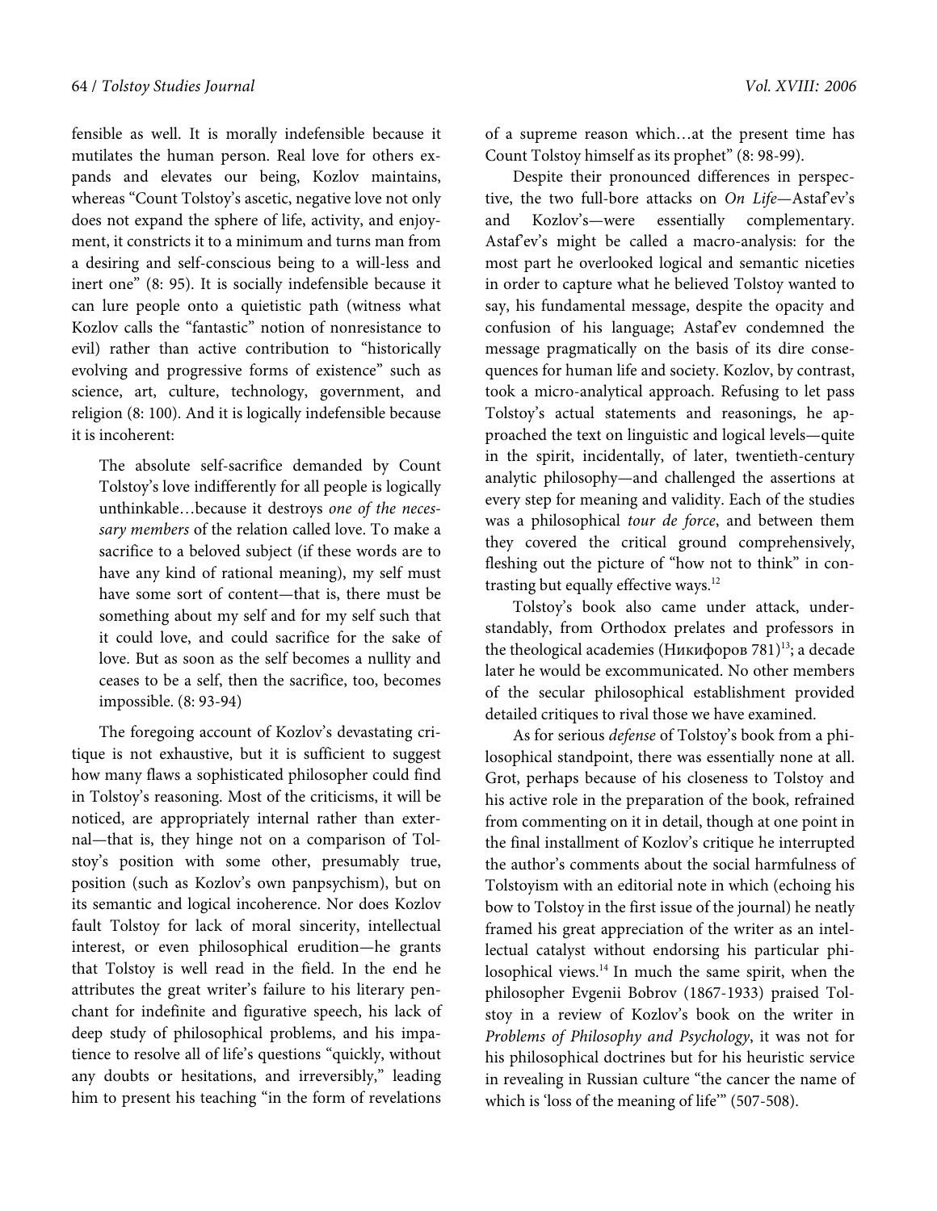fensible as well. It is morally indefensible because it mutilates the human person. Real love for others expands and elevates our being, Kozlov maintains, whereas "Count Tolstoy's ascetic, negative love not only does not expand the sphere of life, activity, and enjoyment, it constricts it to a minimum and turns man from a desiring and self-conscious being to a will-less and inert one" (8: 95). It is socially indefensible because it can lure people onto a quietistic path (witness what Kozlov calls the "fantastic" notion of nonresistance to evil) rather than active contribution to "historically evolving and progressive forms of existence" such as science, art, culture, technology, government, and religion (8: 100). And it is logically indefensible because it is incoherent:

> The absolute self-sacrifice demanded by Count Tolstoy's love indifferently for all people is logically unthinkable…because it destroys *one of the necessary members* of the relation called love. To make a sacrifice to a beloved subject (if these words are to have any kind of rational meaning), my self must have some sort of content—that is, there must be something about my self and for my self such that it could love, and could sacrifice for the sake of love. But as soon as the self becomes a nullity and ceases to be a self, then the sacrifice, too, becomes impossible. (8: 93-94)

The foregoing account of Kozlov's devastating critique is not exhaustive, but it is sufficient to suggest how many flaws a sophisticated philosopher could find in Tolstoy's reasoning. Most of the criticisms, it will be noticed, are appropriately internal rather than external—that is, they hinge not on a comparison of Tolstoy's position with some other, presumably true, position (such as Kozlov's own panpsychism), but on its semantic and logical incoherence. Nor does Kozlov fault Tolstoy for lack of moral sincerity, intellectual interest, or even philosophical erudition—he grants that Tolstoy is well read in the field. In the end he attributes the great writer's failure to his literary penchant for indefinite and figurative speech, his lack of deep study of philosophical problems, and his impatience to resolve all of life's questions "quickly, without any doubts or hesitations, and irreversibly," leading him to present his teaching "in the form of revelations of a supreme reason which…at the present time has Count Tolstoy himself as its prophet" (8: 98-99).

Despite their pronounced differences in perspective, the two full-bore attacks on *On Life*—Astaf'ev's and Kozlov's—were essentially complementary. Astaf'ev's might be called a macro-analysis: for the most part he overlooked logical and semantic niceties in order to capture what he believed Tolstoy wanted to say, his fundamental message, despite the opacity and confusion of his language; Astaf'ev condemned the message pragmatically on the basis of its dire consequences for human life and society. Kozlov, by contrast, took a micro-analytical approach. Refusing to let pass Tolstoy's actual statements and reasonings, he approached the text on linguistic and logical levels—quite in the spirit, incidentally, of later, twentieth-century analytic philosophy—and challenged the assertions at every step for meaning and validity. Each of the studies was a philosophical *tour de force*, and between them they covered the critical ground comprehensively, fleshing out the picture of "how not to think" in contrasting but equally effective ways.[12]

Tolstoy's book also came under attack, understandably, from Orthodox prelates and professors in the theological academies (Никифоров 781)[13]; a decade later he would be excommunicated. No other members of the secular philosophical establishment provided detailed critiques to rival those we have examined.

As for serious *defense* of Tolstoy's book from a philosophical standpoint, there was essentially none at all. Grot, perhaps because of his closeness to Tolstoy and his active role in the preparation of the book, refrained from commenting on it in detail, though at one point in the final installment of Kozlov's critique he interrupted the author's comments about the social harmfulness of Tolstoyism with an editorial note in which (echoing his bow to Tolstoy in the first issue of the journal) he neatly framed his great appreciation of the writer as an intellectual catalyst without endorsing his particular philosophical views.[14] In much the same spirit, when the philosopher Evgenii Bobrov (1867-1933) praised Tolstoy in a review of Kozlov's book on the writer in *Problems of Philosophy and Psychology*, it was not for his philosophical doctrines but for his heuristic service in revealing in Russian culture "the cancer the name of which is 'loss of the meaning of life'" (507-508).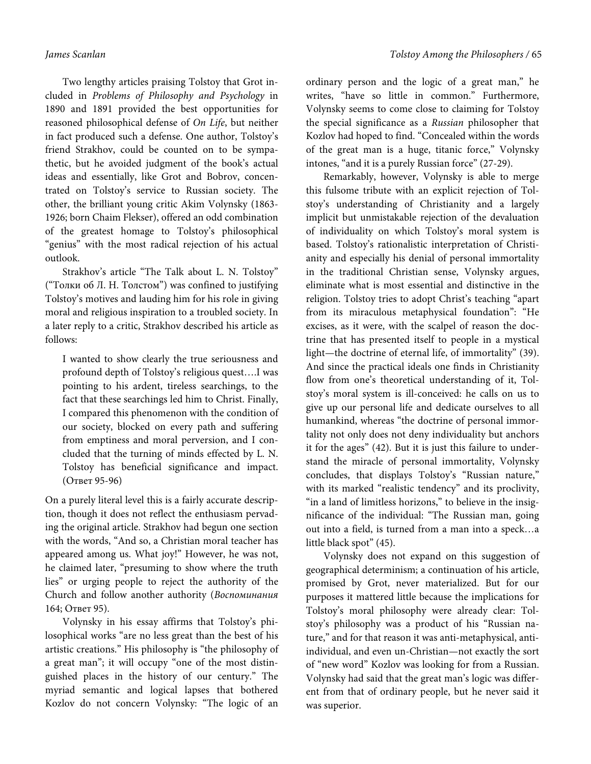Two lengthy articles praising Tolstoy that Grot included in *Problems of Philosophy and Psychology* in 1890 and 1891 provided the best opportunities for reasoned philosophical defense of *On Life*, but neither in fact produced such a defense. One author, Tolstoy's friend Strakhov, could be counted on to be sympathetic, but he avoided judgment of the book's actual ideas and essentially, like Grot and Bobrov, concentrated on Tolstoy's service to Russian society. The other, the brilliant young critic Akim Volynsky (1863-1926; born Chaim Flekser), offered an odd combination of the greatest homage to Tolstoy's philosophical "genius" with the most radical rejection of his actual outlook.

Strakhov's article "The Talk about L. N. Tolstoy" ("Толки об Л. Н. Толстом") was confined to justifying Tolstoy's motives and lauding him for his role in giving moral and religious inspiration to a troubled society. In a later reply to a critic, Strakhov described his article as follows:

> I wanted to show clearly the true seriousness and profound depth of Tolstoy's religious quest….I was pointing to his ardent, tireless searchings, to the fact that these searchings led him to Christ. Finally, I compared this phenomenon with the condition of our society, blocked on every path and suffering from emptiness and moral perversion, and I concluded that the turning of minds effected by L. N. Tolstoy has beneficial significance and impact. (Ответ 95-96)

On a purely literal level this is a fairly accurate description, though it does not reflect the enthusiasm pervading the original article. Strakhov had begun one section with the words, "And so, a Christian moral teacher has appeared among us. What joy!" However, he was not, he claimed later, "presuming to show where the truth lies" or urging people to reject the authority of the Church and follow another authority (*Воспоминания* 164; Ответ 95).

Volynsky in his essay affirms that Tolstoy's philosophical works "are no less great than the best of his artistic creations." His philosophy is "the philosophy of a great man"; it will occupy "one of the most distinguished places in the history of our century." The myriad semantic and logical lapses that bothered Kozlov do not concern Volynsky: "The logic of an ordinary person and the logic of a great man," he writes, "have so little in common." Furthermore, Volynsky seems to come close to claiming for Tolstoy the special significance as a *Russian* philosopher that Kozlov had hoped to find. "Concealed within the words of the great man is a huge, titanic force," Volynsky intones, "and it is a purely Russian force" (27-29).

Remarkably, however, Volynsky is able to merge this fulsome tribute with an explicit rejection of Tolstoy's understanding of Christianity and a largely implicit but unmistakable rejection of the devaluation of individuality on which Tolstoy's moral system is based. Tolstoy's rationalistic interpretation of Christianity and especially his denial of personal immortality in the traditional Christian sense, Volynsky argues, eliminate what is most essential and distinctive in the religion. Tolstoy tries to adopt Christ's teaching "apart from its miraculous metaphysical foundation": "He excises, as it were, with the scalpel of reason the doctrine that has presented itself to people in a mystical light—the doctrine of eternal life, of immortality" (39). And since the practical ideals one finds in Christianity flow from one's theoretical understanding of it, Tolstoy's moral system is ill-conceived: he calls on us to give up our personal life and dedicate ourselves to all humankind, whereas "the doctrine of personal immortality not only does not deny individuality but anchors it for the ages" (42). But it is just this failure to understand the miracle of personal immortality, Volynsky concludes, that displays Tolstoy's "Russian nature," with its marked "realistic tendency" and its proclivity, "in a land of limitless horizons," to believe in the insignificance of the individual: "The Russian man, going out into a field, is turned from a man into a speck…a little black spot" (45).

Volynsky does not expand on this suggestion of geographical determinism; a continuation of his article, promised by Grot, never materialized. But for our purposes it mattered little because the implications for Tolstoy's moral philosophy were already clear: Tolstoy's philosophy was a product of his "Russian nature," and for that reason it was anti-metaphysical, anti-individual, and even un-Christian—not exactly the sort of "new word" Kozlov was looking for from a Russian. Volynsky had said that the great man's logic was different from that of ordinary people, but he never said it was superior.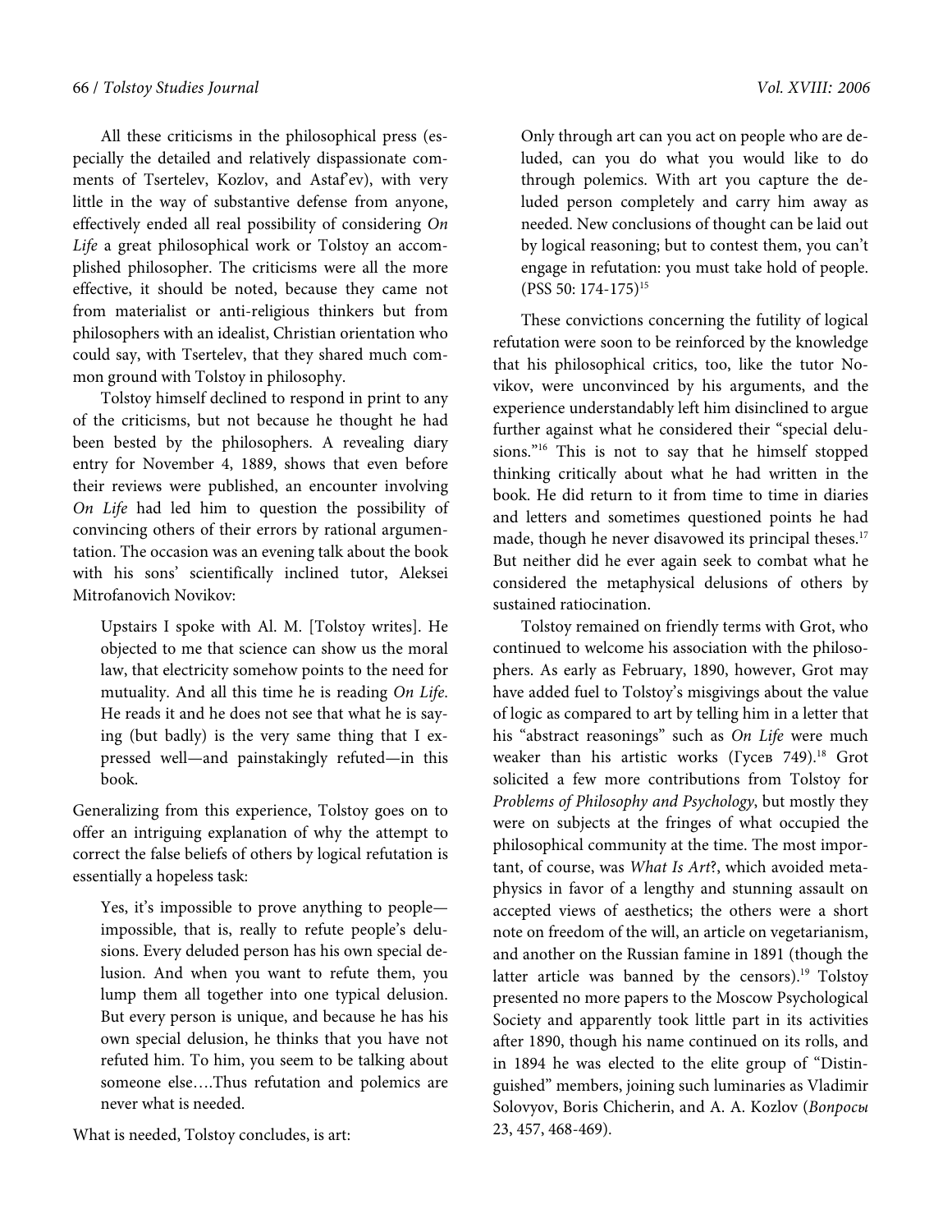All these criticisms in the philosophical press (especially the detailed and relatively dispassionate comments of Tsertelev, Kozlov, and Astaf'ev), with very little in the way of substantive defense from anyone, effectively ended all real possibility of considering *On Life* a great philosophical work or Tolstoy an accomplished philosopher. The criticisms were all the more effective, it should be noted, because they came not from materialist or anti-religious thinkers but from philosophers with an idealist, Christian orientation who could say, with Tsertelev, that they shared much common ground with Tolstoy in philosophy.

Tolstoy himself declined to respond in print to any of the criticisms, but not because he thought he had been bested by the philosophers. A revealing diary entry for November 4, 1889, shows that even before their reviews were published, an encounter involving *On Life* had led him to question the possibility of convincing others of their errors by rational argumentation. The occasion was an evening talk about the book with his sons' scientifically inclined tutor, Aleksei Mitrofanovich Novikov:

> Upstairs I spoke with Al. M. [Tolstoy writes]. He objected to me that science can show us the moral law, that electricity somehow points to the need for mutuality. And all this time he is reading *On Life*. He reads it and he does not see that what he is saying (but badly) is the very same thing that I expressed well—and painstakingly refuted—in this book.

Generalizing from this experience, Tolstoy goes on to offer an intriguing explanation of why the attempt to correct the false beliefs of others by logical refutation is essentially a hopeless task:

> Yes, it's impossible to prove anything to people—impossible, that is, really to refute people's delusions. Every deluded person has his own special delusion. And when you want to refute them, you lump them all together into one typical delusion. But every person is unique, and because he has his own special delusion, he thinks that you have not refuted him. To him, you seem to be talking about someone else….Thus refutation and polemics are never what is needed.

What is needed, Tolstoy concludes, is art:

> Only through art can you act on people who are deluded, can you do what you would like to do through polemics. With art you capture the deluded person completely and carry him away as needed. New conclusions of thought can be laid out by logical reasoning; but to contest them, you can't engage in refutation: you must take hold of people. (PSS 50: 174-175)[15]

These convictions concerning the futility of logical refutation were soon to be reinforced by the knowledge that his philosophical critics, too, like the tutor Novikov, were unconvinced by his arguments, and the experience understandably left him disinclined to argue further against what he considered their "special delusions."[16] This is not to say that he himself stopped thinking critically about what he had written in the book. He did return to it from time to time in diaries and letters and sometimes questioned points he had made, though he never disavowed its principal theses.[17] But neither did he ever again seek to combat what he considered the metaphysical delusions of others by sustained ratiocination.

Tolstoy remained on friendly terms with Grot, who continued to welcome his association with the philosophers. As early as February, 1890, however, Grot may have added fuel to Tolstoy's misgivings about the value of logic as compared to art by telling him in a letter that his "abstract reasonings" such as *On Life* were much weaker than his artistic works (Гусев 749).[18] Grot solicited a few more contributions from Tolstoy for *Problems of Philosophy and Psychology*, but mostly they were on subjects at the fringes of what occupied the philosophical community at the time. The most important, of course, was *What Is Art*?, which avoided metaphysics in favor of a lengthy and stunning assault on accepted views of aesthetics; the others were a short note on freedom of the will, an article on vegetarianism, and another on the Russian famine in 1891 (though the latter article was banned by the censors).[19] Tolstoy presented no more papers to the Moscow Psychological Society and apparently took little part in its activities after 1890, though his name continued on its rolls, and in 1894 he was elected to the elite group of "Distinguished" members, joining such luminaries as Vladimir Solovyov, Boris Chicherin, and A. A. Kozlov (*Вопросы* 23, 457, 468-469).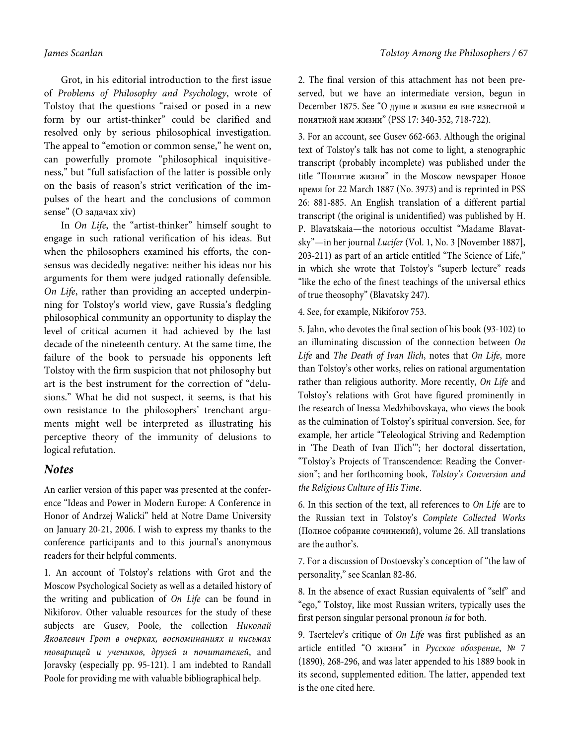Grot, in his editorial introduction to the first issue of *Problems of Philosophy and Psychology*, wrote of Tolstoy that the questions "raised or posed in a new form by our artist-thinker" could be clarified and resolved only by serious philosophical investigation. The appeal to "emotion or common sense," he went on, can powerfully promote "philosophical inquisitiveness," but "full satisfaction of the latter is possible only on the basis of reason's strict verification of the impulses of the heart and the conclusions of common sense" (О задачах xiv)

In *On Life*, the "artist-thinker" himself sought to engage in such rational verification of his ideas. But when the philosophers examined his efforts, the consensus was decidedly negative: neither his ideas nor his arguments for them were judged rationally defensible. *On Life*, rather than providing an accepted underpinning for Tolstoy's world view, gave Russia's fledgling philosophical community an opportunity to display the level of critical acumen it had achieved by the last decade of the nineteenth century. At the same time, the failure of the book to persuade his opponents left Tolstoy with the firm suspicion that not philosophy but art is the best instrument for the correction of "delusions." What he did not suspect, it seems, is that his own resistance to the philosophers' trenchant arguments might well be interpreted as illustrating his perceptive theory of the immunity of delusions to logical refutation.

## Notes

An earlier version of this paper was presented at the conference "Ideas and Power in Modern Europe: A Conference in Honor of Andrzej Walicki" held at Notre Dame University on January 20-21, 2006. I wish to express my thanks to the conference participants and to this journal's anonymous readers for their helpful comments.

1. An account of Tolstoy's relations with Grot and the Moscow Psychological Society as well as a detailed history of the writing and publication of *On Life* can be found in Nikiforov. Other valuable resources for the study of these subjects are Gusev, Poole, the collection *Николай Яковлевич Грот в очерках, воспоминаниях и письмах товарищей и учеников, друзей и почитателей*, and Joravsky (especially pp. 95-121). I am indebted to Randall Poole for providing me with valuable bibliographical help.

2. The final version of this attachment has not been preserved, but we have an intermediate version, begun in December 1875. See "О душе и жизни ея вне известной и понятной нам жизни" (PSS 17: 340-352, 718-722).

3. For an account, see Gusev 662-663. Although the original text of Tolstoy's talk has not come to light, a stenographic transcript (probably incomplete) was published under the title "Понятие жизни" in the Moscow newspaper Новое время for 22 March 1887 (No. 3973) and is reprinted in PSS 26: 881-885. An English translation of a different partial transcript (the original is unidentified) was published by H. P. Blavatskaia—the notorious occultist "Madame Blavatsky"—in her journal *Lucifer* (Vol. 1, No. 3 [November 1887], 203-211) as part of an article entitled "The Science of Life," in which she wrote that Tolstoy's "superb lecture" reads "like the echo of the finest teachings of the universal ethics of true theosophy" (Blavatsky 247).

4. See, for example, Nikiforov 753.

5. Jahn, who devotes the final section of his book (93-102) to an illuminating discussion of the connection between *On Life* and *The Death of Ivan Ilich*, notes that *On Life*, more than Tolstoy's other works, relies on rational argumentation rather than religious authority. More recently, *On Life* and Tolstoy's relations with Grot have figured prominently in the research of Inessa Medzhibovskaya, who views the book as the culmination of Tolstoy's spiritual conversion. See, for example, her article "Teleological Striving and Redemption in 'The Death of Ivan Il'ich'"; her doctoral dissertation, "Tolstoy's Projects of Transcendence: Reading the Conversion"; and her forthcoming book, *Tolstoy's Conversion and the Religious Culture of His Time*.

6. In this section of the text, all references to *On Life* are to the Russian text in Tolstoy's *Complete Collected Works* (Полное собрание сочинений), volume 26. All translations are the author's.

7. For a discussion of Dostoevsky's conception of "the law of personality," see Scanlan 82-86.

8. In the absence of exact Russian equivalents of "self" and "ego," Tolstoy, like most Russian writers, typically uses the first person singular personal pronoun *ia* for both.

9. Tsertelev's critique of *On Life* was first published as an article entitled "О жизни" in *Русское обозрение*, № 7 (1890), 268-296, and was later appended to his 1889 book in its second, supplemented edition. The latter, appended text is the one cited here.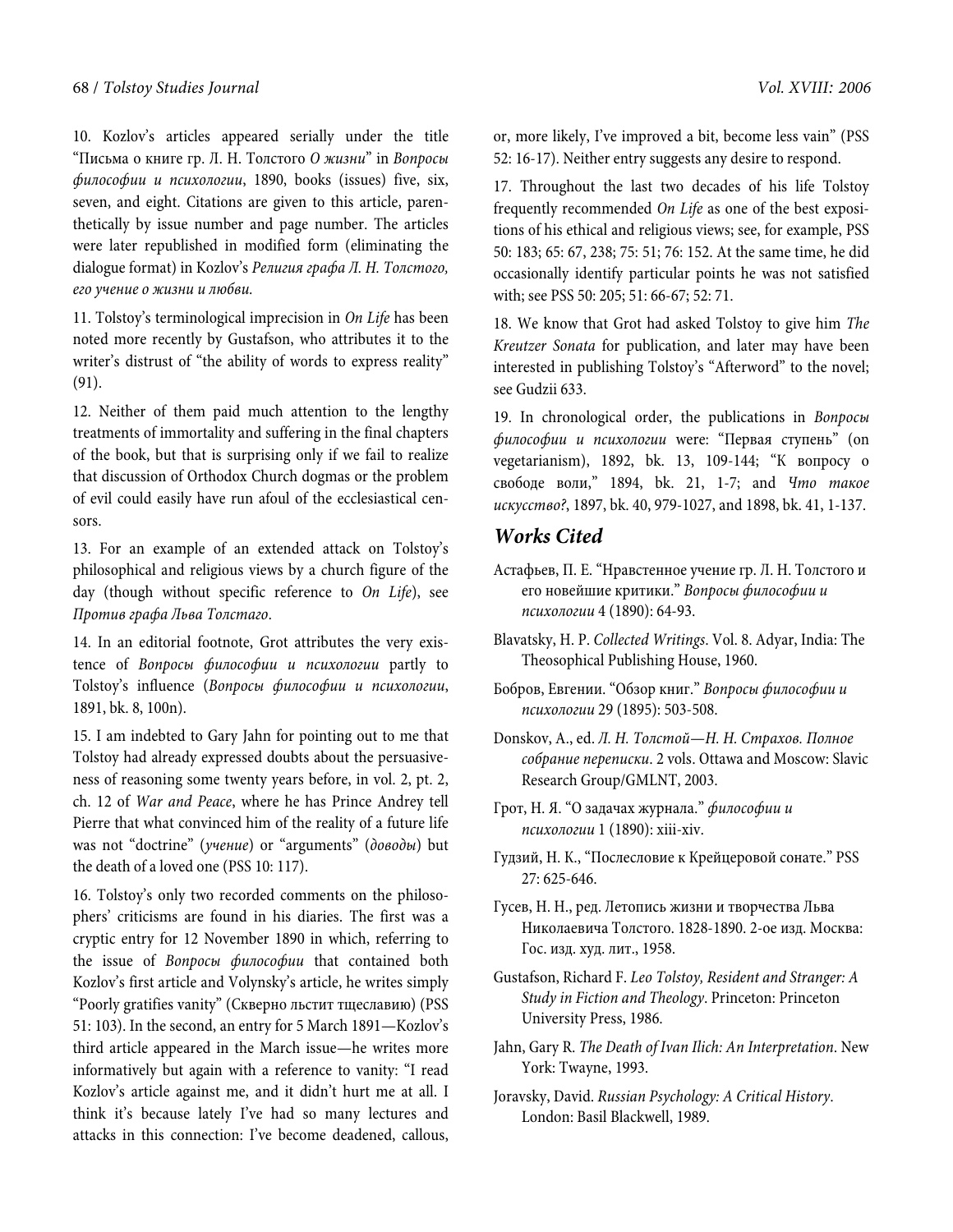10. Kozlov's articles appeared serially under the title "Письма о книге гр. Л. Н. Толстого *О жизни*" in *Вопросы философии и психологии*, 1890, books (issues) five, six, seven, and eight. Citations are given to this article, parenthetically by issue number and page number. The articles were later republished in modified form (eliminating the dialogue format) in Kozlov's *Религия графа Л. Н. Толстого, его учение о жизни и любви.*

11. Tolstoy's terminological imprecision in *On Life* has been noted more recently by Gustafson, who attributes it to the writer's distrust of "the ability of words to express reality" (91).

12. Neither of them paid much attention to the lengthy treatments of immortality and suffering in the final chapters of the book, but that is surprising only if we fail to realize that discussion of Orthodox Church dogmas or the problem of evil could easily have run afoul of the ecclesiastical censors.

13. For an example of an extended attack on Tolstoy's philosophical and religious views by a church figure of the day (though without specific reference to *On Life*), see *Против графа Льва Толстаго*.

14. In an editorial footnote, Grot attributes the very existence of *Вопросы философии и психологии* partly to Tolstoy's influence (*Вопросы философии и психологии*, 1891, bk. 8, 100n).

15. I am indebted to Gary Jahn for pointing out to me that Tolstoy had already expressed doubts about the persuasiveness of reasoning some twenty years before, in vol. 2, pt. 2, ch. 12 of *War and Peace*, where he has Prince Andrey tell Pierre that what convinced him of the reality of a future life was not "doctrine" (*учение*) or "arguments" (*доводы*) but the death of a loved one (PSS 10: 117).

16. Tolstoy's only two recorded comments on the philosophers' criticisms are found in his diaries. The first was a cryptic entry for 12 November 1890 in which, referring to the issue of *Вопросы философии* that contained both Kozlov's first article and Volynsky's article, he writes simply "Poorly gratifies vanity" (Скверно льстит тщеславию) (PSS 51: 103). In the second, an entry for 5 March 1891—Kozlov's third article appeared in the March issue—he writes more informatively but again with a reference to vanity: "I read Kozlov's article against me, and it didn't hurt me at all. I think it's because lately I've had so many lectures and attacks in this connection: I've become deadened, callous, or, more likely, I've improved a bit, become less vain" (PSS 52: 16-17). Neither entry suggests any desire to respond.

17. Throughout the last two decades of his life Tolstoy frequently recommended *On Life* as one of the best expositions of his ethical and religious views; see, for example, PSS 50: 183; 65: 67, 238; 75: 51; 76: 152. At the same time, he did occasionally identify particular points he was not satisfied with; see PSS 50: 205; 51: 66-67; 52: 71.

18. We know that Grot had asked Tolstoy to give him *The Kreutzer Sonata* for publication, and later may have been interested in publishing Tolstoy's "Afterword" to the novel; see Gudzii 633.

19. In chronological order, the publications in *Вопросы философии и психологии* were: "Первая ступень" (on vegetarianism), 1892, bk. 13, 109-144; "К вопросу о свободе воли," 1894, bk. 21, 1-7; and *Что такое искусство?*, 1897, bk. 40, 979-1027, and 1898, bk. 41, 1-137.

## Works Cited

Астафьев, П. Е. "Нравстенное учение гр. Л. Н. Толстого и его новейшие критики." *Вопросы философии и психологии* 4 (1890): 64-93.

Blavatsky, H. P. *Collected Writings*. Vol. 8. Adyar, India: The Theosophical Publishing House, 1960.

Бобров, Евгении. "Обзор книг." *Вопросы философии и психологии* 29 (1895): 503-508.

Donskov, A., ed. *Л. Н. Толстой—Н. Н. Страхов. Полное собрание переписки*. 2 vols. Ottawa and Moscow: Slavic Research Group/GMLNT, 2003.

Грот, Н. Я. "О задачах журнала." *философии и психологии* 1 (1890): xiii-xiv.

Гудзий, Н. К., "Послесловие к Крейцеровой сонате." PSS 27: 625-646.

Гусев, Н. Н., ред. Летопись жизни и творчества Льва Николаевича Толстого. 1828-1890. 2-ое изд. Москва: Гос. изд. худ. лит., 1958.

Gustafson, Richard F. *Leo Tolstoy, Resident and Stranger: A Study in Fiction and Theology*. Princeton: Princeton University Press, 1986.

Jahn, Gary R. *The Death of Ivan Ilich: An Interpretation*. New York: Twayne, 1993.

Joravsky, David. *Russian Psychology: A Critical History*. London: Basil Blackwell, 1989.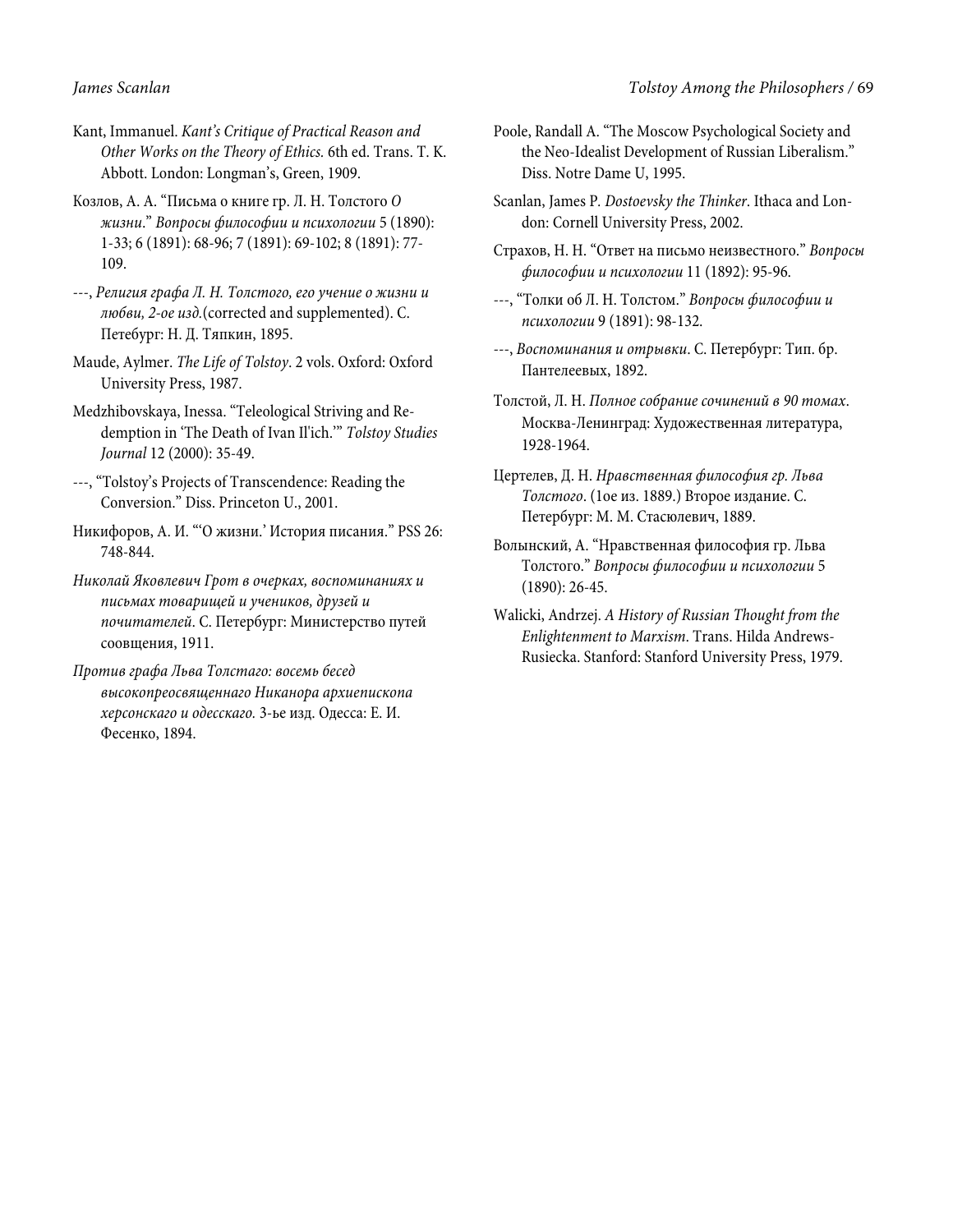Kant, Immanuel. *Kant's Critique of Practical Reason and Other Works on the Theory of Ethics.* 6th ed. Trans. T. K. Abbott. London: Longman's, Green, 1909.

Козлов, А. А. "Письма о книге гр. Л. Н. Толстого *О жизни*." *Вопросы философии и психологии* 5 (1890): 1-33; 6 (1891): 68-96; 7 (1891): 69-102; 8 (1891): 77-109.

---, *Религия графа Л. Н. Толстого, его учение о жизни и любви, 2-ое изд.*(corrected and supplemented). С. Петебург: Н. Д. Тяпкин, 1895.

Maude, Aylmer. *The Life of Tolstoy*. 2 vols. Oxford: Oxford University Press, 1987.

Medzhibovskaya, Inessa. "Teleological Striving and Redemption in 'The Death of Ivan Il'ich.'" *Tolstoy Studies Journal* 12 (2000): 35-49.

---, "Tolstoy's Projects of Transcendence: Reading the Conversion." Diss. Princeton U., 2001.

Никифоров, А. И. "'О жизни.' История писания." PSS 26: 748-844.

*Николай Яковлевич Грот в очерках, воспоминаниях и письмах товарищей и учеников, друзей и почитателей*. С. Петербург: Министерство путей сообщения, 1911.

*Против графа Льва Толстаго: восемь бесед высокопреосвященнаго Никанора архиепископа херсонскаго и одесскаго.* 3-ье изд. Одесса: Е. И. Фесенко, 1894.

Poole, Randall A. "The Moscow Psychological Society and the Neo-Idealist Development of Russian Liberalism." Diss. Notre Dame U, 1995.

Scanlan, James P. *Dostoevsky the Thinker*. Ithaca and London: Cornell University Press, 2002.

Страхов, Н. Н. "Ответ на письмо неизвестного." *Вопросы философии и психологии* 11 (1892): 95-96.

---, "Толки об Л. Н. Толстом." *Вопросы философии и психологии* 9 (1891): 98-132.

---, *Воспоминания и отрывки*. С. Петербург: Тип. бр. Пантелеевых, 1892.

Толстой, Л. Н. *Полное собрание сочинений в 90 томах*. Москва-Ленинград: Художественная литература, 1928-1964.

Цертелев, Д. Н. *Нравственная философия гр. Льва Толстого*. (1ое из. 1889.) Второе издание. С. Петербург: М. М. Стасюлевич, 1889.

Волынский, А. "Нравственная философия гр. Льва Толстого." *Вопросы философии и психологии* 5 (1890): 26-45.

Walicki, Andrzej. *A History of Russian Thought from the Enlightenment to Marxism*. Trans. Hilda Andrews-Rusiecka. Stanford: Stanford University Press, 1979.